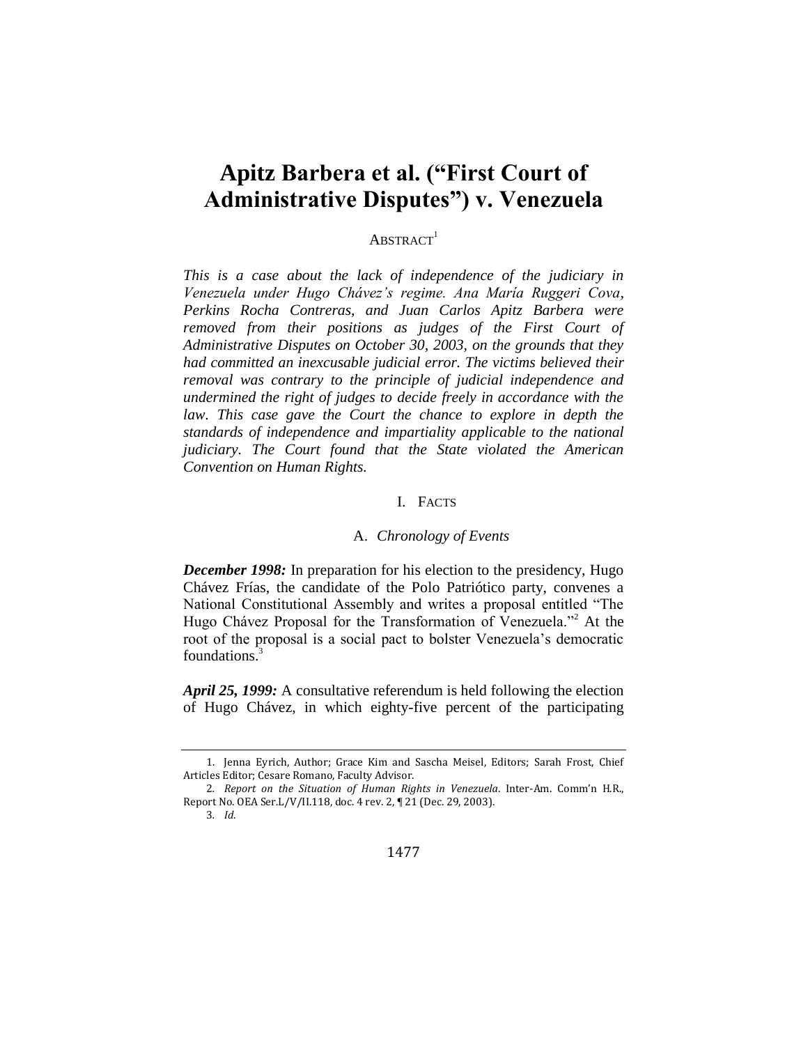# Apitz Barbera et al. ("First Court of Administrative Disputes") v. Venezuela

ABSTRACT[1]

*This is a case about the lack of independence of the judiciary in Venezuela under Hugo Chávez's regime. Ana María Ruggeri Cova, Perkins Rocha Contreras, and Juan Carlos Apitz Barbera were removed from their positions as judges of the First Court of Administrative Disputes on October 30, 2003, on the grounds that they had committed an inexcusable judicial error. The victims believed their removal was contrary to the principle of judicial independence and undermined the right of judges to decide freely in accordance with the law. This case gave the Court the chance to explore in depth the standards of independence and impartiality applicable to the national judiciary. The Court found that the State violated the American Convention on Human Rights.*

## I. FACTS

### A. *Chronology of Events*

***December 1998:*** In preparation for his election to the presidency, Hugo Chávez Frías, the candidate of the Polo Patriótico party, convenes a National Constitutional Assembly and writes a proposal entitled "The Hugo Chávez Proposal for the Transformation of Venezuela."[2] At the root of the proposal is a social pact to bolster Venezuela's democratic foundations.[3]

***April 25, 1999:*** A consultative referendum is held following the election of Hugo Chávez, in which eighty-five percent of the participating

---

1. Jenna Eyrich, Author; Grace Kim and Sascha Meisel, Editors; Sarah Frost, Chief Articles Editor; Cesare Romano, Faculty Advisor.

2. *Report on the Situation of Human Rights in Venezuela*. Inter-Am. Comm'n H.R., Report No. OEA Ser.L/V/II.118, doc. 4 rev. 2, ¶ 21 (Dec. 29, 2003).

3. *Id*.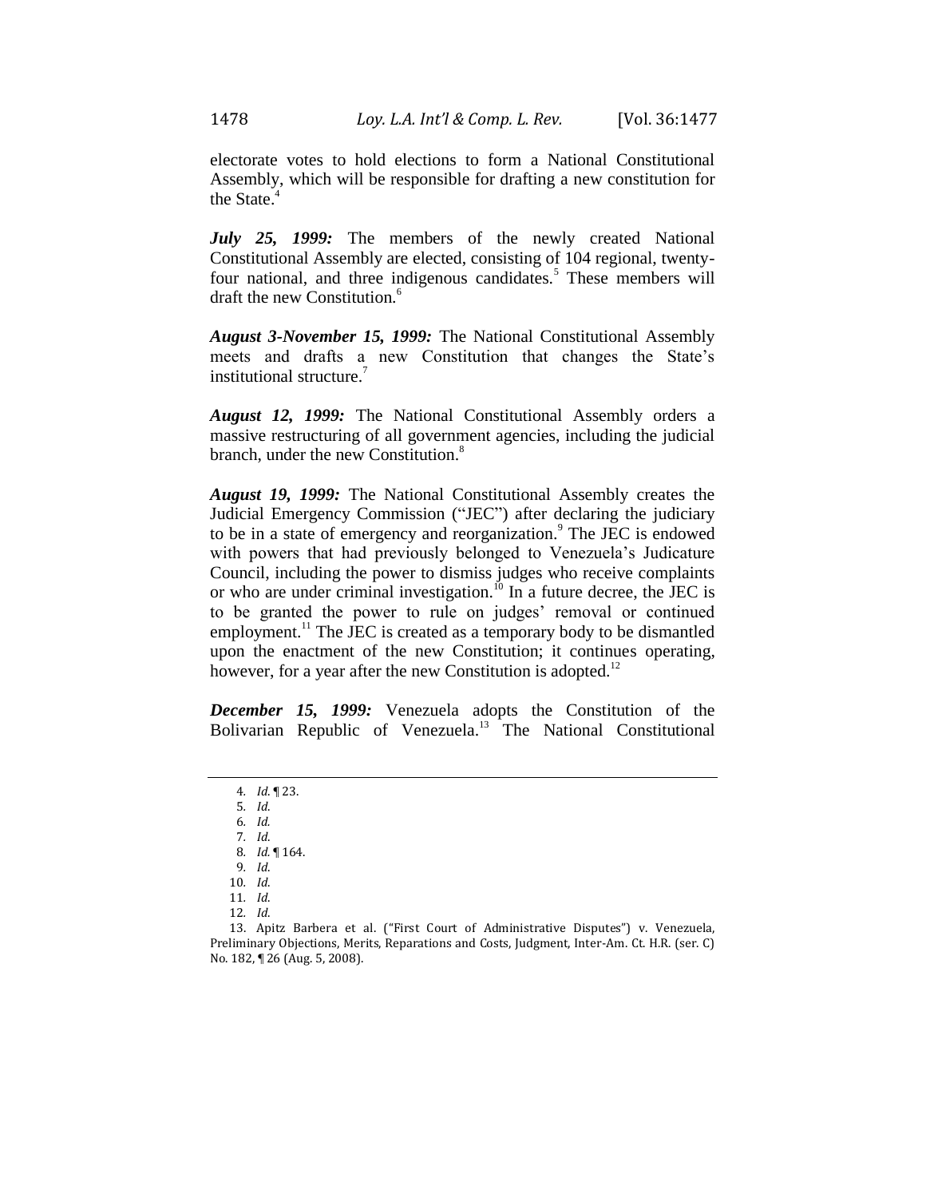electorate votes to hold elections to form a National Constitutional Assembly, which will be responsible for drafting a new constitution for the State.[4]

***July 25, 1999:*** The members of the newly created National Constitutional Assembly are elected, consisting of 104 regional, twenty-four national, and three indigenous candidates.[5] These members will draft the new Constitution.[6]

***August 3-November 15, 1999:*** The National Constitutional Assembly meets and drafts a new Constitution that changes the State's institutional structure.[7]

***August 12, 1999:*** The National Constitutional Assembly orders a massive restructuring of all government agencies, including the judicial branch, under the new Constitution.[8]

***August 19, 1999:*** The National Constitutional Assembly creates the Judicial Emergency Commission ("JEC") after declaring the judiciary to be in a state of emergency and reorganization.[9] The JEC is endowed with powers that had previously belonged to Venezuela's Judicature Council, including the power to dismiss judges who receive complaints or who are under criminal investigation.[10] In a future decree, the JEC is to be granted the power to rule on judges' removal or continued employment.[11] The JEC is created as a temporary body to be dismantled upon the enactment of the new Constitution; it continues operating, however, for a year after the new Constitution is adopted.[12]

***December 15, 1999:*** Venezuela adopts the Constitution of the Bolivarian Republic of Venezuela.[13] The National Constitutional

---

4. *Id.* ¶ 23.
5. *Id.*
6. *Id.*
7. *Id.*
8. *Id.* ¶ 164.
9. *Id.*
10. *Id.*
11. *Id.*
12. *Id.*
13. Apitz Barbera et al. ("First Court of Administrative Disputes") v. Venezuela, Preliminary Objections, Merits, Reparations and Costs, Judgment, Inter-Am. Ct. H.R. (ser. C) No. 182, ¶ 26 (Aug. 5, 2008).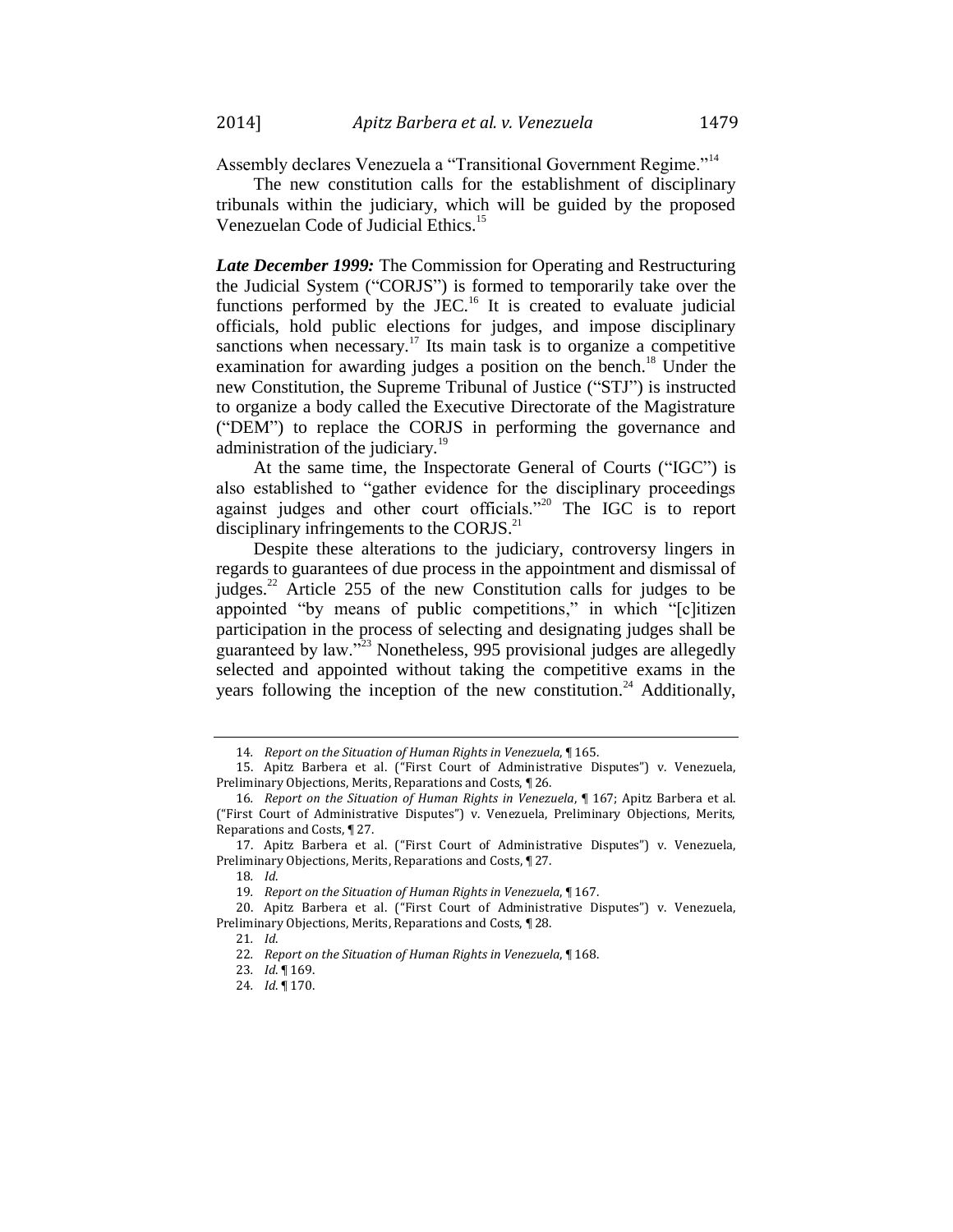Assembly declares Venezuela a "Transitional Government Regime."[14]

The new constitution calls for the establishment of disciplinary tribunals within the judiciary, which will be guided by the proposed Venezuelan Code of Judicial Ethics.[15]

***Late December 1999:*** The Commission for Operating and Restructuring the Judicial System ("CORJS") is formed to temporarily take over the functions performed by the JEC.[16] It is created to evaluate judicial officials, hold public elections for judges, and impose disciplinary sanctions when necessary.[17] Its main task is to organize a competitive examination for awarding judges a position on the bench.[18] Under the new Constitution, the Supreme Tribunal of Justice ("STJ") is instructed to organize a body called the Executive Directorate of the Magistrature ("DEM") to replace the CORJS in performing the governance and administration of the judiciary.[19]

At the same time, the Inspectorate General of Courts ("IGC") is also established to "gather evidence for the disciplinary proceedings against judges and other court officials."[20] The IGC is to report disciplinary infringements to the CORJS.[21]

Despite these alterations to the judiciary, controversy lingers in regards to guarantees of due process in the appointment and dismissal of judges.[22] Article 255 of the new Constitution calls for judges to be appointed "by means of public competitions," in which "[c]itizen participation in the process of selecting and designating judges shall be guaranteed by law."[23] Nonetheless, 995 provisional judges are allegedly selected and appointed without taking the competitive exams in the years following the inception of the new constitution.[24] Additionally,

---

14. *Report on the Situation of Human Rights in Venezuela*, ¶ 165.

15. Apitz Barbera et al. ("First Court of Administrative Disputes") v. Venezuela, Preliminary Objections, Merits, Reparations and Costs, ¶ 26.

16. *Report on the Situation of Human Rights in Venezuela*, ¶ 167; Apitz Barbera et al. ("First Court of Administrative Disputes") v. Venezuela, Preliminary Objections, Merits, Reparations and Costs, ¶ 27.

17. Apitz Barbera et al. ("First Court of Administrative Disputes") v. Venezuela, Preliminary Objections, Merits, Reparations and Costs, ¶ 27.

18. *Id.*

19. *Report on the Situation of Human Rights in Venezuela*, ¶ 167.

20. Apitz Barbera et al. ("First Court of Administrative Disputes") v. Venezuela, Preliminary Objections, Merits, Reparations and Costs, ¶ 28.

21. *Id.*

22. *Report on the Situation of Human Rights in Venezuela*, ¶ 168.

23. *Id.* ¶ 169.

24. *Id.* ¶ 170.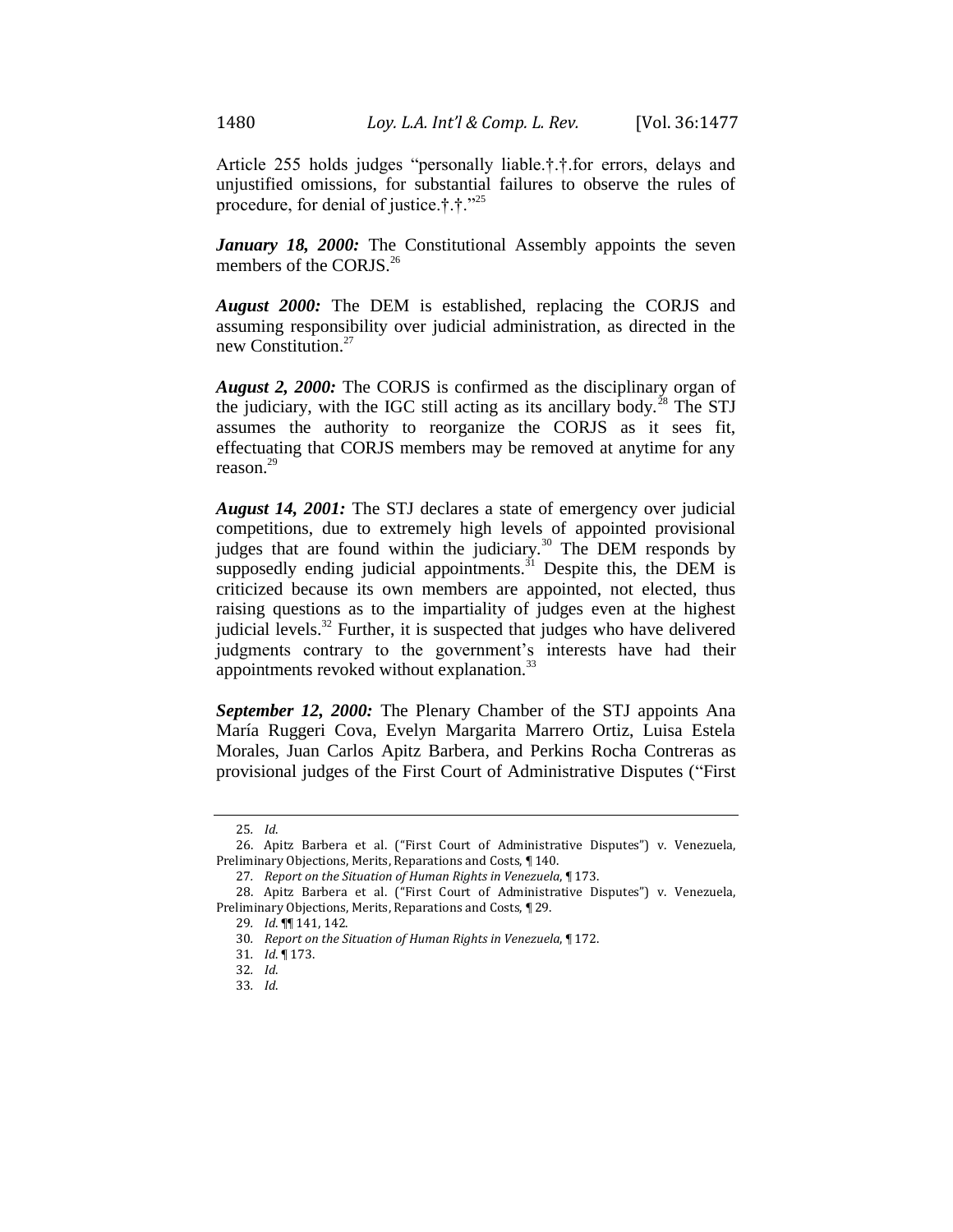Article 255 holds judges "personally liable.†.†.for errors, delays and unjustified omissions, for substantial failures to observe the rules of procedure, for denial of justice.†.†."[25]

***January 18, 2000:*** The Constitutional Assembly appoints the seven members of the CORJS.[26]

***August 2000:*** The DEM is established, replacing the CORJS and assuming responsibility over judicial administration, as directed in the new Constitution.[27]

***August 2, 2000:*** The CORJS is confirmed as the disciplinary organ of the judiciary, with the IGC still acting as its ancillary body.[28] The STJ assumes the authority to reorganize the CORJS as it sees fit, effectuating that CORJS members may be removed at anytime for any reason.[29]

***August 14, 2001:*** The STJ declares a state of emergency over judicial competitions, due to extremely high levels of appointed provisional judges that are found within the judiciary.[30] The DEM responds by supposedly ending judicial appointments.[31] Despite this, the DEM is criticized because its own members are appointed, not elected, thus raising questions as to the impartiality of judges even at the highest judicial levels.[32] Further, it is suspected that judges who have delivered judgments contrary to the government's interests have had their appointments revoked without explanation.[33]

***September 12, 2000:*** The Plenary Chamber of the STJ appoints Ana María Ruggeri Cova, Evelyn Margarita Marrero Ortiz, Luisa Estela Morales, Juan Carlos Apitz Barbera, and Perkins Rocha Contreras as provisional judges of the First Court of Administrative Disputes ("First

---

25. *Id.*

26. Apitz Barbera et al. ("First Court of Administrative Disputes") v. Venezuela, Preliminary Objections, Merits, Reparations and Costs, ¶ 140.

27. *Report on the Situation of Human Rights in Venezuela*, ¶ 173.

28. Apitz Barbera et al. ("First Court of Administrative Disputes") v. Venezuela, Preliminary Objections, Merits, Reparations and Costs, ¶ 29.

29. *Id.* ¶¶ 141, 142.

30. *Report on the Situation of Human Rights in Venezuela*, ¶ 172.

31. *Id.* ¶ 173.

32. *Id.*

33. *Id.*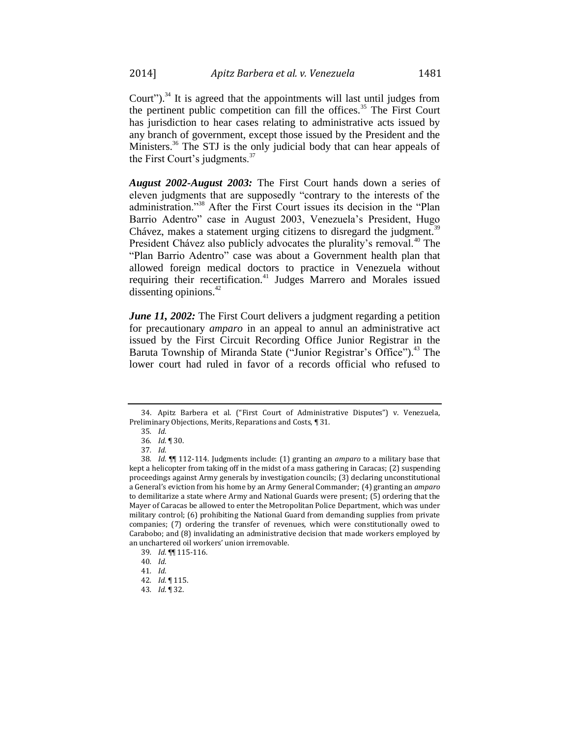Court").[34] It is agreed that the appointments will last until judges from the pertinent public competition can fill the offices.[35] The First Court has jurisdiction to hear cases relating to administrative acts issued by any branch of government, except those issued by the President and the Ministers.[36] The STJ is the only judicial body that can hear appeals of the First Court's judgments.[37]

***August 2002-August 2003:*** The First Court hands down a series of eleven judgments that are supposedly "contrary to the interests of the administration."[38] After the First Court issues its decision in the "Plan Barrio Adentro" case in August 2003, Venezuela's President, Hugo Chávez, makes a statement urging citizens to disregard the judgment.[39] President Chávez also publicly advocates the plurality's removal.[40] The "Plan Barrio Adentro" case was about a Government health plan that allowed foreign medical doctors to practice in Venezuela without requiring their recertification.[41] Judges Marrero and Morales issued dissenting opinions.[42]

***June 11, 2002:*** The First Court delivers a judgment regarding a petition for precautionary *amparo* in an appeal to annul an administrative act issued by the First Circuit Recording Office Junior Registrar in the Baruta Township of Miranda State ("Junior Registrar's Office").[43] The lower court had ruled in favor of a records official who refused to

---

34. Apitz Barbera et al. ("First Court of Administrative Disputes") v. Venezuela, Preliminary Objections, Merits, Reparations and Costs, ¶ 31.

35. *Id.*

36. *Id.* ¶ 30.

37. *Id.*

38. *Id.* ¶¶ 112-114. Judgments include: (1) granting an *amparo* to a military base that kept a helicopter from taking off in the midst of a mass gathering in Caracas; (2) suspending proceedings against Army generals by investigation councils; (3) declaring unconstitutional a General's eviction from his home by an Army General Commander; (4) granting an *amparo* to demilitarize a state where Army and National Guards were present; (5) ordering that the Mayer of Caracas be allowed to enter the Metropolitan Police Department, which was under military control; (6) prohibiting the National Guard from demanding supplies from private companies; (7) ordering the transfer of revenues, which were constitutionally owed to Carabobo; and (8) invalidating an administrative decision that made workers employed by an unchartered oil workers' union irremovable.

39. *Id.* ¶¶ 115-116.

40. *Id.*

41. *Id.*

42. *Id.* ¶ 115.

43. *Id.* ¶ 32.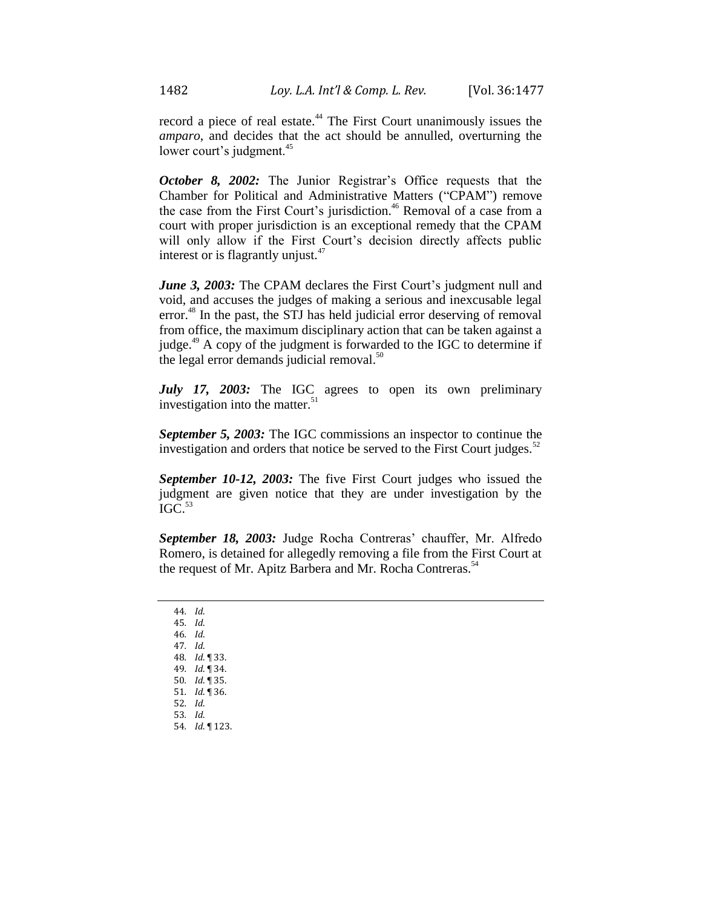record a piece of real estate.[44] The First Court unanimously issues the *amparo*, and decides that the act should be annulled, overturning the lower court's judgment.[45]

***October 8, 2002:*** The Junior Registrar's Office requests that the Chamber for Political and Administrative Matters ("CPAM") remove the case from the First Court's jurisdiction.[46] Removal of a case from a court with proper jurisdiction is an exceptional remedy that the CPAM will only allow if the First Court's decision directly affects public interest or is flagrantly unjust.[47]

***June 3, 2003:*** The CPAM declares the First Court's judgment null and void, and accuses the judges of making a serious and inexcusable legal error.[48] In the past, the STJ has held judicial error deserving of removal from office, the maximum disciplinary action that can be taken against a judge.[49] A copy of the judgment is forwarded to the IGC to determine if the legal error demands judicial removal.[50]

***July 17, 2003:*** The IGC agrees to open its own preliminary investigation into the matter.[51]

***September 5, 2003:*** The IGC commissions an inspector to continue the investigation and orders that notice be served to the First Court judges.[52]

***September 10-12, 2003:*** The five First Court judges who issued the judgment are given notice that they are under investigation by the IGC.[53]

***September 18, 2003:*** Judge Rocha Contreras' chauffer, Mr. Alfredo Romero, is detained for allegedly removing a file from the First Court at the request of Mr. Apitz Barbera and Mr. Rocha Contreras.[54]

---

44. *Id.*
45. *Id.*
46. *Id.*
47. *Id.*
48. *Id.* ¶ 33.
49. *Id.* ¶ 34.
50. *Id.* ¶ 35.
51. *Id.* ¶ 36.
52. *Id.*
53. *Id.*
54. *Id.* ¶ 123.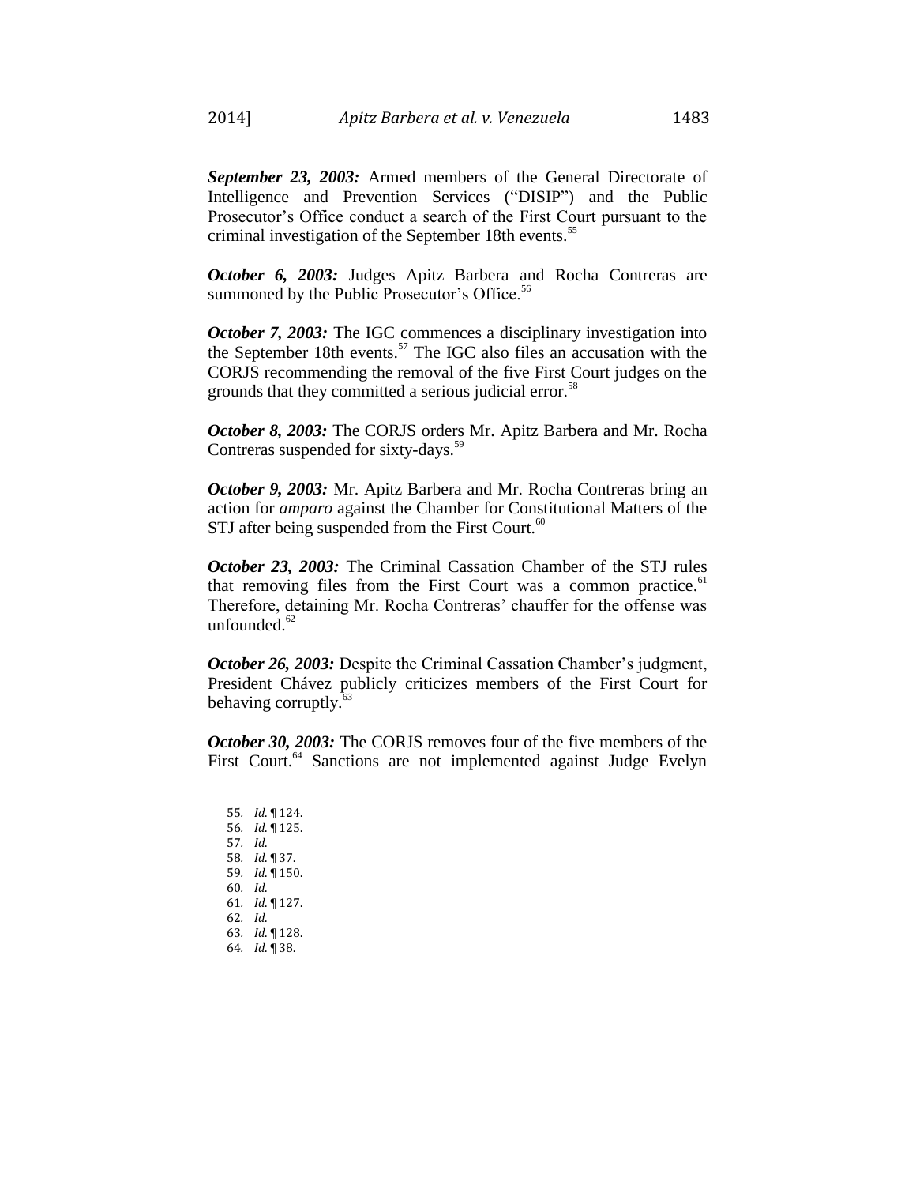***September 23, 2003:*** Armed members of the General Directorate of Intelligence and Prevention Services ("DISIP") and the Public Prosecutor's Office conduct a search of the First Court pursuant to the criminal investigation of the September 18th events.[55]

***October 6, 2003:*** Judges Apitz Barbera and Rocha Contreras are summoned by the Public Prosecutor's Office.[56]

***October 7, 2003:*** The IGC commences a disciplinary investigation into the September 18th events.[57] The IGC also files an accusation with the CORJS recommending the removal of the five First Court judges on the grounds that they committed a serious judicial error.[58]

***October 8, 2003:*** The CORJS orders Mr. Apitz Barbera and Mr. Rocha Contreras suspended for sixty-days.[59]

***October 9, 2003:*** Mr. Apitz Barbera and Mr. Rocha Contreras bring an action for *amparo* against the Chamber for Constitutional Matters of the STJ after being suspended from the First Court.[60]

***October 23, 2003:*** The Criminal Cassation Chamber of the STJ rules that removing files from the First Court was a common practice.[61] Therefore, detaining Mr. Rocha Contreras' chauffer for the offense was unfounded.[62]

***October 26, 2003:*** Despite the Criminal Cassation Chamber's judgment, President Chávez publicly criticizes members of the First Court for behaving corruptly.[63]

***October 30, 2003:*** The CORJS removes four of the five members of the First Court.[64] Sanctions are not implemented against Judge Evelyn

---

55. *Id.* ¶ 124.
56. *Id.* ¶ 125.
57. *Id.*
58. *Id.* ¶ 37.
59. *Id.* ¶ 150.
60. *Id.*
61. *Id.* ¶ 127.
62. *Id.*
63. *Id.* ¶ 128.
64. *Id.* ¶ 38.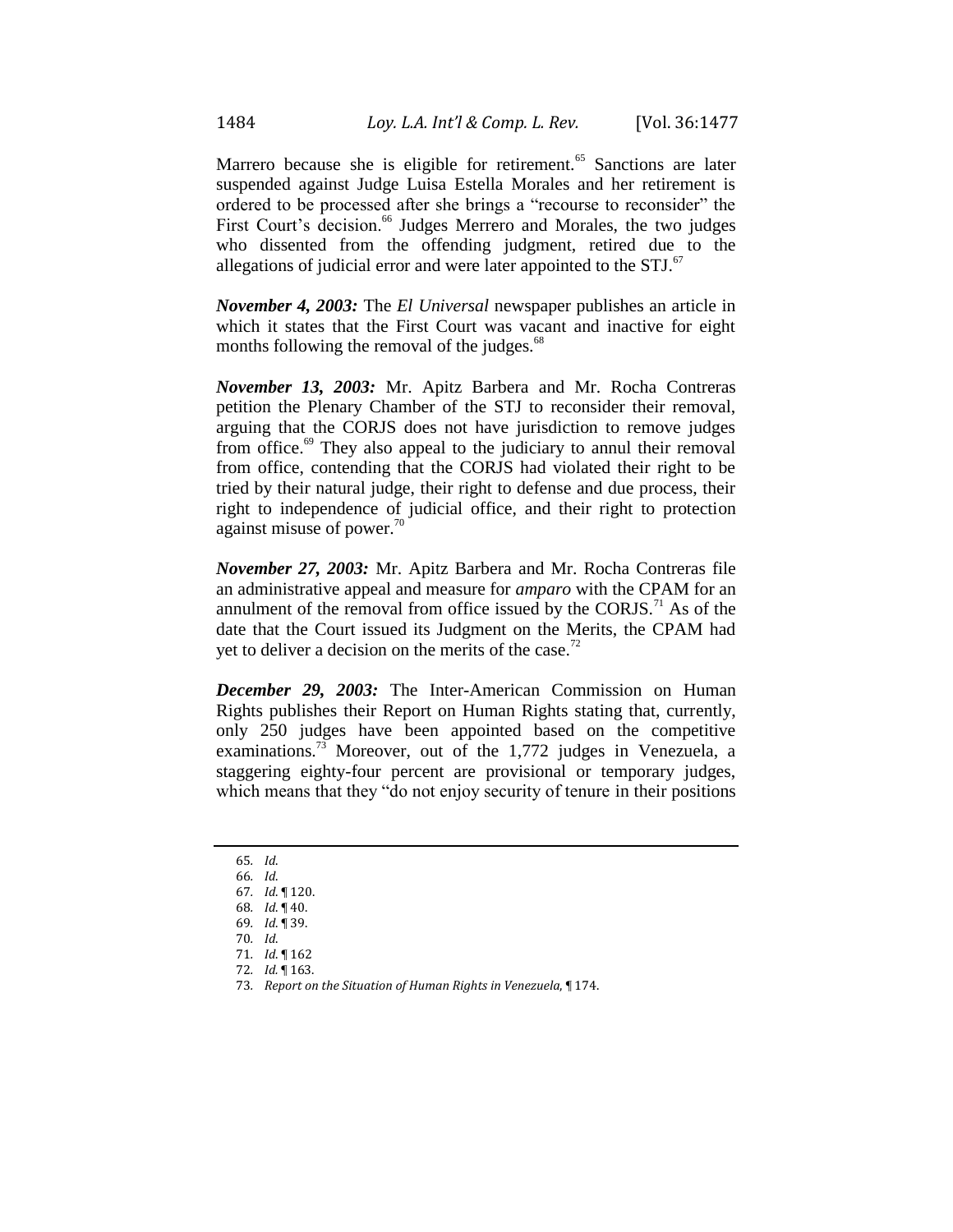Marrero because she is eligible for retirement.[65] Sanctions are later suspended against Judge Luisa Estella Morales and her retirement is ordered to be processed after she brings a "recourse to reconsider" the First Court's decision.[66] Judges Merrero and Morales, the two judges who dissented from the offending judgment, retired due to the allegations of judicial error and were later appointed to the STJ.[67]

***November 4, 2003:*** The *El Universal* newspaper publishes an article in which it states that the First Court was vacant and inactive for eight months following the removal of the judges.[68]

***November 13, 2003:*** Mr. Apitz Barbera and Mr. Rocha Contreras petition the Plenary Chamber of the STJ to reconsider their removal, arguing that the CORJS does not have jurisdiction to remove judges from office.[69] They also appeal to the judiciary to annul their removal from office, contending that the CORJS had violated their right to be tried by their natural judge, their right to defense and due process, their right to independence of judicial office, and their right to protection against misuse of power.[70]

***November 27, 2003:*** Mr. Apitz Barbera and Mr. Rocha Contreras file an administrative appeal and measure for *amparo* with the CPAM for an annulment of the removal from office issued by the CORJS.[71] As of the date that the Court issued its Judgment on the Merits, the CPAM had yet to deliver a decision on the merits of the case.[72]

***December 29, 2003:*** The Inter-American Commission on Human Rights publishes their Report on Human Rights stating that, currently, only 250 judges have been appointed based on the competitive examinations.[73] Moreover, out of the 1,772 judges in Venezuela, a staggering eighty-four percent are provisional or temporary judges, which means that they "do not enjoy security of tenure in their positions

---

65. *Id.*
66. *Id.*
67. *Id.* ¶ 120.
68. *Id.* ¶ 40.
69. *Id.* ¶ 39.
70. *Id.*
71. *Id.* ¶ 162
72. *Id.* ¶ 163.
73. *Report on the Situation of Human Rights in Venezuela*, ¶ 174.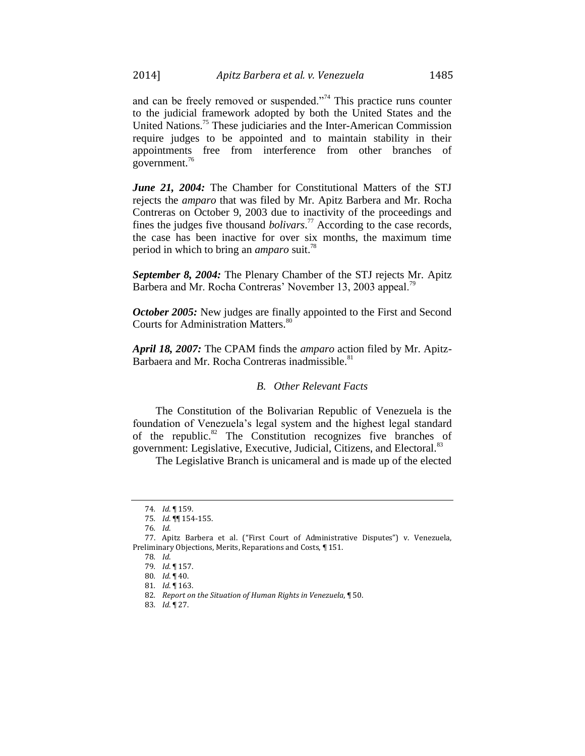and can be freely removed or suspended."[74] This practice runs counter to the judicial framework adopted by both the United States and the United Nations.[75] These judiciaries and the Inter-American Commission require judges to be appointed and to maintain stability in their appointments free from interference from other branches of government.[76]

***June 21, 2004:*** The Chamber for Constitutional Matters of the STJ rejects the *amparo* that was filed by Mr. Apitz Barbera and Mr. Rocha Contreras on October 9, 2003 due to inactivity of the proceedings and fines the judges five thousand *bolivars*.[77] According to the case records, the case has been inactive for over six months, the maximum time period in which to bring an *amparo* suit.[78]

***September 8, 2004:*** The Plenary Chamber of the STJ rejects Mr. Apitz Barbera and Mr. Rocha Contreras' November 13, 2003 appeal.[79]

***October 2005:*** New judges are finally appointed to the First and Second Courts for Administration Matters.[80]

***April 18, 2007:*** The CPAM finds the *amparo* action filed by Mr. Apitz-Barbaera and Mr. Rocha Contreras inadmissible.[81]

### B. Other Relevant Facts

The Constitution of the Bolivarian Republic of Venezuela is the foundation of Venezuela's legal system and the highest legal standard of the republic.[82] The Constitution recognizes five branches of government: Legislative, Executive, Judicial, Citizens, and Electoral.[83]

The Legislative Branch is unicameral and is made up of the elected

---

74. *Id.* ¶ 159.
75. *Id.* ¶¶ 154-155.
76. *Id.*
77. Apitz Barbera et al. ("First Court of Administrative Disputes") v. Venezuela, Preliminary Objections, Merits, Reparations and Costs, ¶ 151.
78. *Id.*
79. *Id.* ¶ 157.
80. *Id.* ¶ 40.
81. *Id.* ¶ 163.
82. *Report on the Situation of Human Rights in Venezuela*, ¶ 50.
83. *Id.* ¶ 27.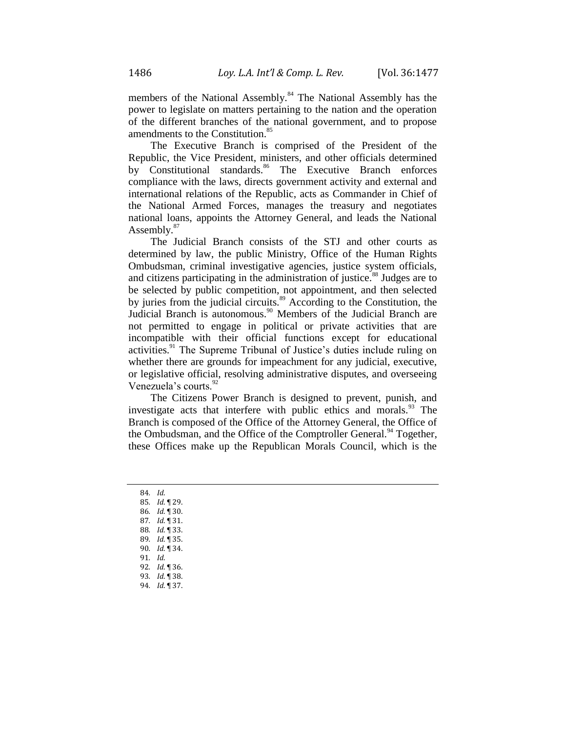members of the National Assembly.[84] The National Assembly has the power to legislate on matters pertaining to the nation and the operation of the different branches of the national government, and to propose amendments to the Constitution.[85]

The Executive Branch is comprised of the President of the Republic, the Vice President, ministers, and other officials determined by Constitutional standards.[86] The Executive Branch enforces compliance with the laws, directs government activity and external and international relations of the Republic, acts as Commander in Chief of the National Armed Forces, manages the treasury and negotiates national loans, appoints the Attorney General, and leads the National Assembly.[87]

The Judicial Branch consists of the STJ and other courts as determined by law, the public Ministry, Office of the Human Rights Ombudsman, criminal investigative agencies, justice system officials, and citizens participating in the administration of justice.[88] Judges are to be selected by public competition, not appointment, and then selected by juries from the judicial circuits.[89] According to the Constitution, the Judicial Branch is autonomous.[90] Members of the Judicial Branch are not permitted to engage in political or private activities that are incompatible with their official functions except for educational activities.[91] The Supreme Tribunal of Justice's duties include ruling on whether there are grounds for impeachment for any judicial, executive, or legislative official, resolving administrative disputes, and overseeing Venezuela's courts.[92]

The Citizens Power Branch is designed to prevent, punish, and investigate acts that interfere with public ethics and morals.[93] The Branch is composed of the Office of the Attorney General, the Office of the Ombudsman, and the Office of the Comptroller General.[94] Together, these Offices make up the Republican Morals Council, which is the

---

84. *Id.*
85. *Id.* ¶ 29.
86. *Id.* ¶ 30.
87. *Id.* ¶ 31.
88. *Id.* ¶ 33.
89. *Id.* ¶ 35.
90. *Id.* ¶ 34.
91. *Id.*
92. *Id.* ¶ 36.
93. *Id.* ¶ 38.
94. *Id.* ¶ 37.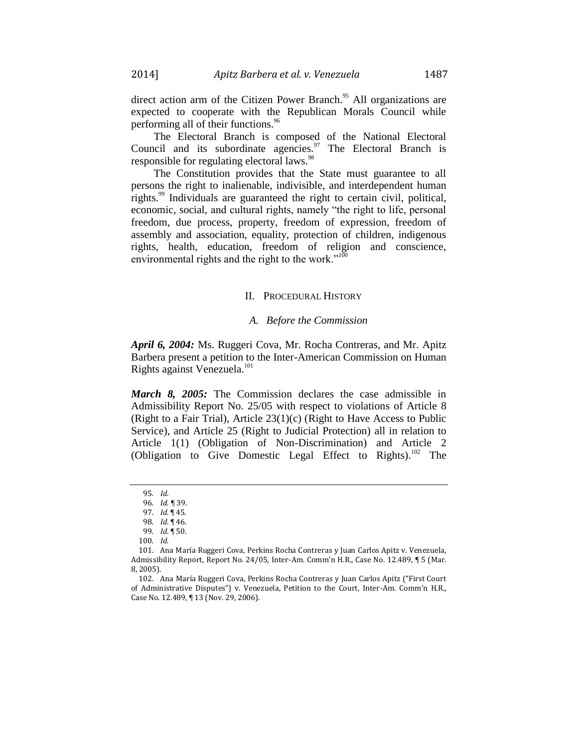direct action arm of the Citizen Power Branch.[95] All organizations are expected to cooperate with the Republican Morals Council while performing all of their functions.[96]

The Electoral Branch is composed of the National Electoral Council and its subordinate agencies.[97] The Electoral Branch is responsible for regulating electoral laws.[98]

The Constitution provides that the State must guarantee to all persons the right to inalienable, indivisible, and interdependent human rights.[99] Individuals are guaranteed the right to certain civil, political, economic, social, and cultural rights, namely "the right to life, personal freedom, due process, property, freedom of expression, freedom of assembly and association, equality, protection of children, indigenous rights, health, education, freedom of religion and conscience, environmental rights and the right to the work."[100]

## II. Procedural History

### A. Before the Commission

***April 6, 2004:*** Ms. Ruggeri Cova, Mr. Rocha Contreras, and Mr. Apitz Barbera present a petition to the Inter-American Commission on Human Rights against Venezuela.[101]

***March 8, 2005:*** The Commission declares the case admissible in Admissibility Report No. 25/05 with respect to violations of Article 8 (Right to a Fair Trial), Article 23(1)(c) (Right to Have Access to Public Service), and Article 25 (Right to Judicial Protection) all in relation to Article 1(1) (Obligation of Non-Discrimination) and Article 2 (Obligation to Give Domestic Legal Effect to Rights).[102] The

---

95. *Id.*

96. *Id.* ¶ 39.

97. *Id.* ¶ 45.

98. *Id.* ¶ 46.

99. *Id.* ¶ 50.

100. *Id.*

101. Ana María Ruggeri Cova, Perkins Rocha Contreras y Juan Carlos Apitz v. Venezuela, Admissibility Report, Report No. 24/05, Inter-Am. Comm'n H.R., Case No. 12.489, ¶ 5 (Mar. 8, 2005).

102. Ana María Ruggeri Cova, Perkins Rocha Contreras y Juan Carlos Apitz ("First Court of Administrative Disputes") v. Venezuela, Petition to the Court, Inter-Am. Comm'n H.R., Case No. 12.489, ¶ 13 (Nov. 29, 2006).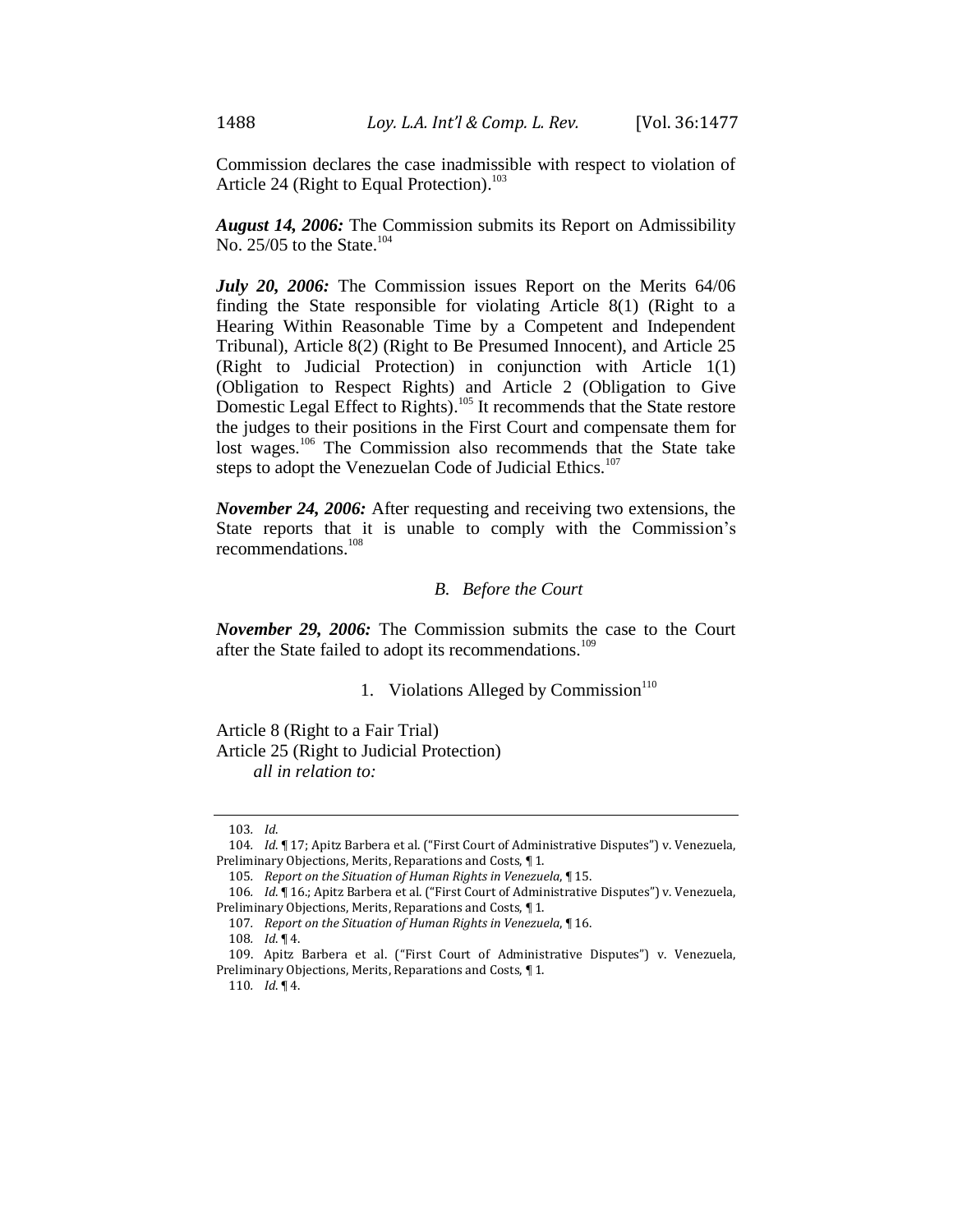Commission declares the case inadmissible with respect to violation of Article 24 (Right to Equal Protection).[103]

***August 14, 2006:*** The Commission submits its Report on Admissibility No. 25/05 to the State.[104]

***July 20, 2006:*** The Commission issues Report on the Merits 64/06 finding the State responsible for violating Article 8(1) (Right to a Hearing Within Reasonable Time by a Competent and Independent Tribunal), Article 8(2) (Right to Be Presumed Innocent), and Article 25 (Right to Judicial Protection) in conjunction with Article 1(1) (Obligation to Respect Rights) and Article 2 (Obligation to Give Domestic Legal Effect to Rights).[105] It recommends that the State restore the judges to their positions in the First Court and compensate them for lost wages.[106] The Commission also recommends that the State take steps to adopt the Venezuelan Code of Judicial Ethics.[107]

***November 24, 2006:*** After requesting and receiving two extensions, the State reports that it is unable to comply with the Commission's recommendations.[108]

### *B. Before the Court*

***November 29, 2006:*** The Commission submits the case to the Court after the State failed to adopt its recommendations.[109]

#### 1. Violations Alleged by Commission[110]

Article 8 (Right to a Fair Trial)
Article 25 (Right to Judicial Protection)
*all in relation to:*

---

103. *Id.*
104. *Id.* ¶ 17; Apitz Barbera et al. ("First Court of Administrative Disputes") v. Venezuela, Preliminary Objections, Merits, Reparations and Costs, ¶ 1.
105. *Report on the Situation of Human Rights in Venezuela*, ¶ 15.
106. *Id.* ¶ 16.; Apitz Barbera et al. ("First Court of Administrative Disputes") v. Venezuela, Preliminary Objections, Merits, Reparations and Costs, ¶ 1.
107. *Report on the Situation of Human Rights in Venezuela*, ¶ 16.
108. *Id.* ¶ 4.
109. Apitz Barbera et al. ("First Court of Administrative Disputes") v. Venezuela, Preliminary Objections, Merits, Reparations and Costs, ¶ 1.
110. *Id.* ¶ 4.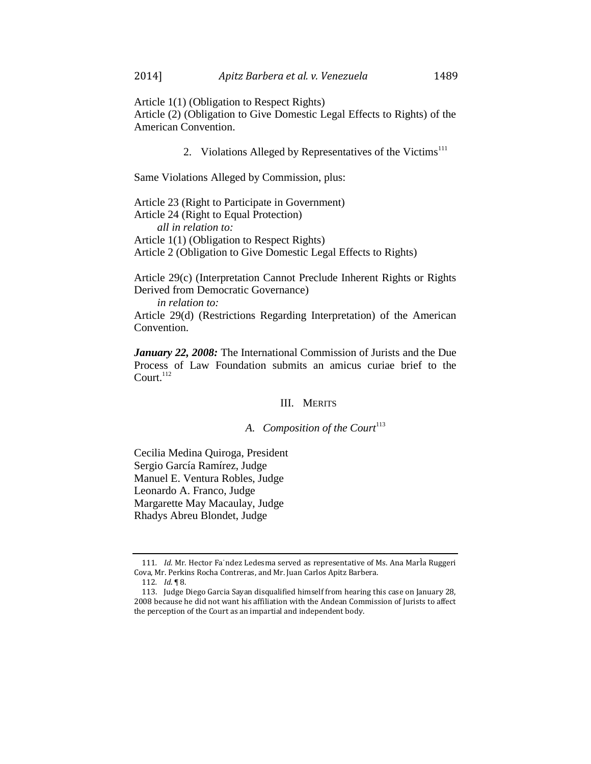Article 1(1) (Obligation to Respect Rights)
Article (2) (Obligation to Give Domestic Legal Effects to Rights) of the American Convention.

### 2. Violations Alleged by Representatives of the Victims[111]

Same Violations Alleged by Commission, plus:

Article 23 (Right to Participate in Government)
Article 24 (Right to Equal Protection)
*all in relation to:*
Article 1(1) (Obligation to Respect Rights)
Article 2 (Obligation to Give Domestic Legal Effects to Rights)

Article 29(c) (Interpretation Cannot Preclude Inherent Rights or Rights Derived from Democratic Governance)
*in relation to:*
Article 29(d) (Restrictions Regarding Interpretation) of the American Convention.

***January 22, 2008:*** The International Commission of Jurists and the Due Process of Law Foundation submits an amicus curiae brief to the Court.[112]

## III. Merits

### *A. Composition of the Court*[113]

Cecilia Medina Quiroga, President
Sergio García Ramírez, Judge
Manuel E. Ventura Robles, Judge
Leonardo A. Franco, Judge
Margarette May Macaulay, Judge
Rhadys Abreu Blondet, Judge

---

111. *Id.* Mr. Hector Fa˙ndez Ledesma served as representative of Ms. Ana MarÌa Ruggeri Cova, Mr. Perkins Rocha Contreras, and Mr. Juan Carlos Apitz Barbera.

112. *Id.* ¶ 8.

113. Judge Diego Garcia Sayan disqualified himself from hearing this case on January 28, 2008 because he did not want his affiliation with the Andean Commission of Jurists to affect the perception of the Court as an impartial and independent body.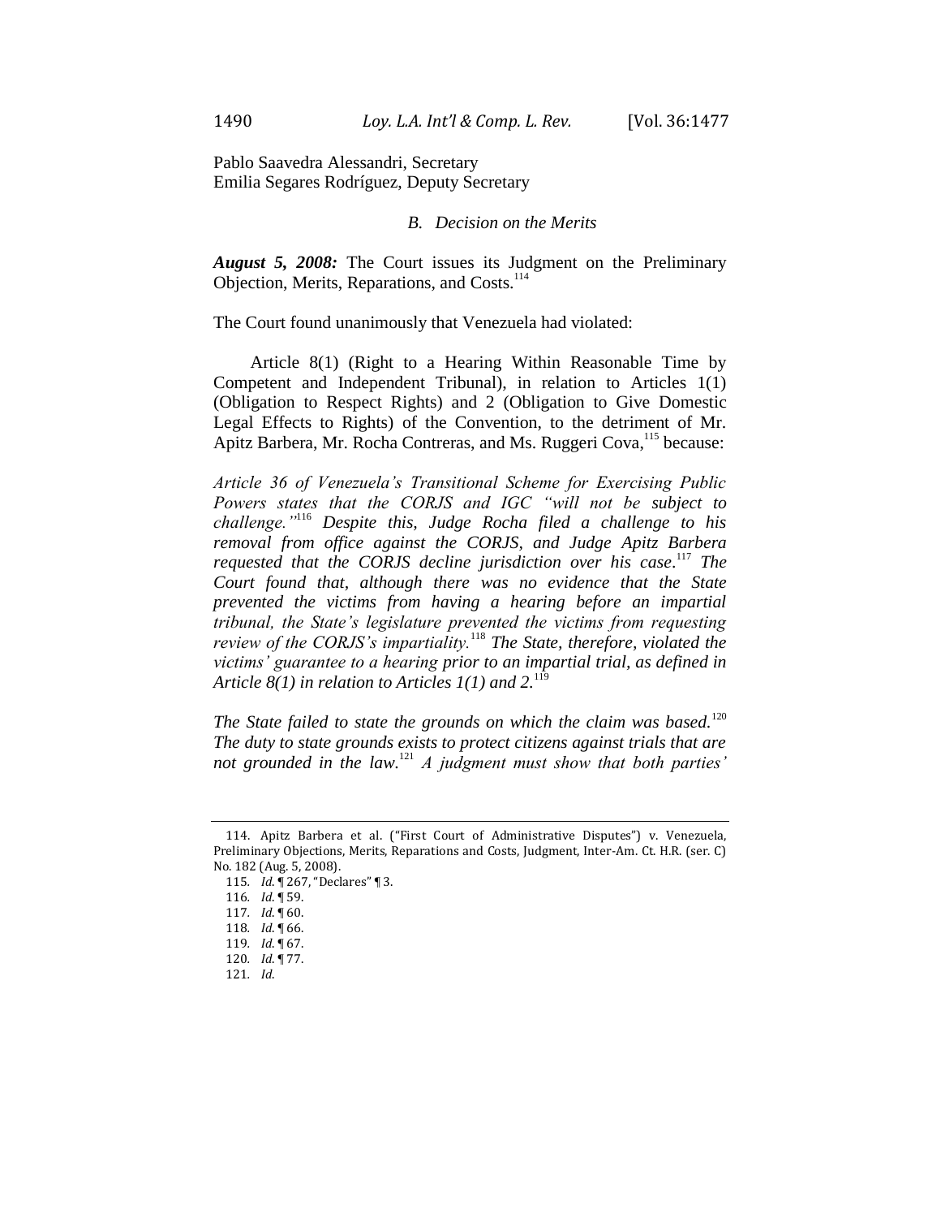Pablo Saavedra Alessandri, Secretary
Emilia Segares Rodríguez, Deputy Secretary

### *B. Decision on the Merits*

***August 5, 2008:*** The Court issues its Judgment on the Preliminary Objection, Merits, Reparations, and Costs.[114]

The Court found unanimously that Venezuela had violated:

Article 8(1) (Right to a Hearing Within Reasonable Time by Competent and Independent Tribunal), in relation to Articles 1(1) (Obligation to Respect Rights) and 2 (Obligation to Give Domestic Legal Effects to Rights) of the Convention, to the detriment of Mr. Apitz Barbera, Mr. Rocha Contreras, and Ms. Ruggeri Cova,[115] because:

*Article 36 of Venezuela's Transitional Scheme for Exercising Public Powers states that the CORJS and IGC "will not be subject to challenge."*[116] *Despite this, Judge Rocha filed a challenge to his removal from office against the CORJS, and Judge Apitz Barbera requested that the CORJS decline jurisdiction over his case.*[117] *The Court found that, although there was no evidence that the State prevented the victims from having a hearing before an impartial tribunal, the State's legislature prevented the victims from requesting review of the CORJS's impartiality.*[118] *The State, therefore, violated the victims' guarantee to a hearing prior to an impartial trial, as defined in Article 8(1) in relation to Articles 1(1) and 2.*[119]

*The State failed to state the grounds on which the claim was based.*[120] *The duty to state grounds exists to protect citizens against trials that are not grounded in the law.*[121] *A judgment must show that both parties'*

---

114. Apitz Barbera et al. ("First Court of Administrative Disputes") v. Venezuela, Preliminary Objections, Merits, Reparations and Costs, Judgment, Inter-Am. Ct. H.R. (ser. C) No. 182 (Aug. 5, 2008).

115. *Id.* ¶ 267, "Declares" ¶ 3.

116. *Id.* ¶ 59.

117. *Id.* ¶ 60.

118. *Id.* ¶ 66.

119. *Id.* ¶ 67.

120. *Id.* ¶ 77.

121. *Id.*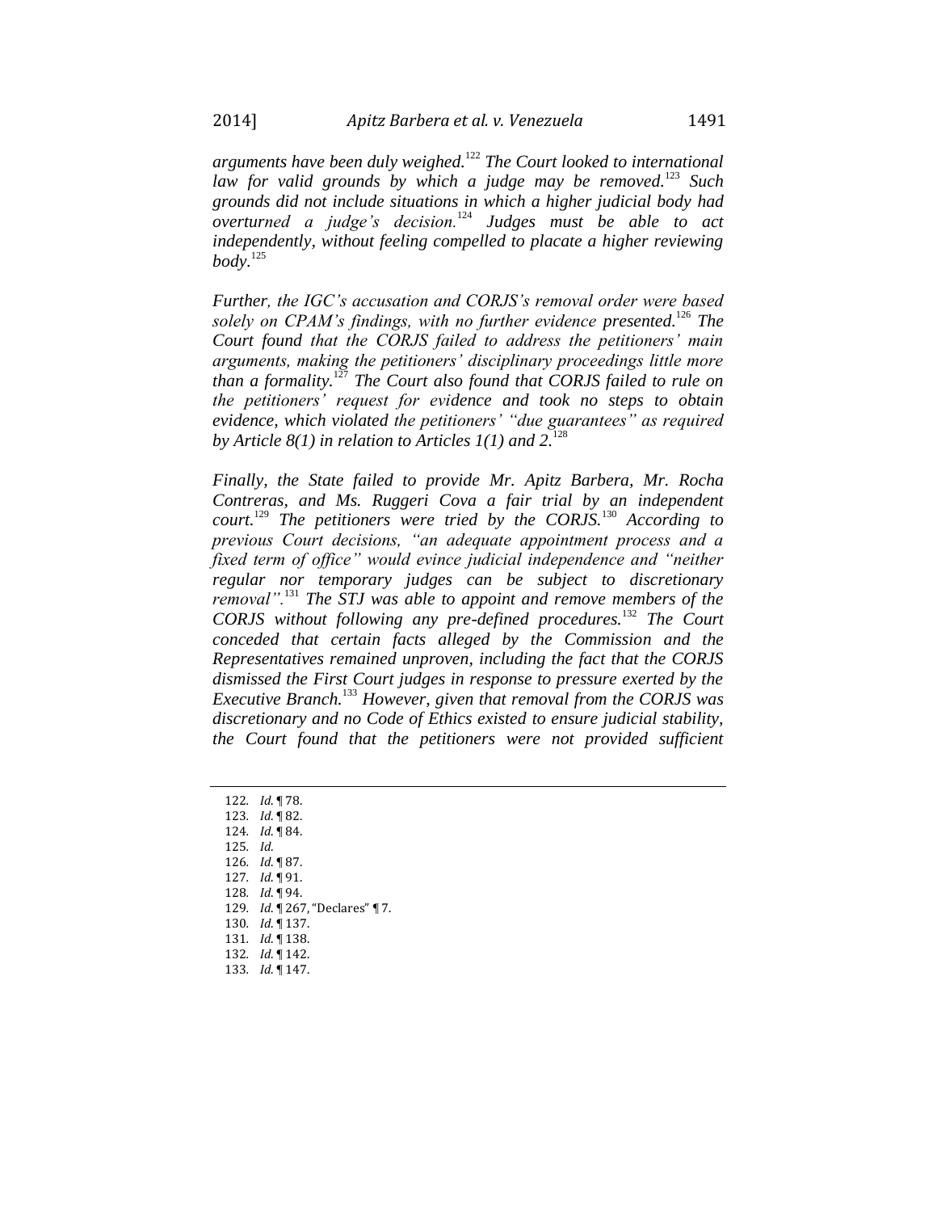*arguments have been duly weighed.*[122] *The Court looked to international law for valid grounds by which a judge may be removed.*[123] *Such grounds did not include situations in which a higher judicial body had overturned a judge's decision.*[124] *Judges must be able to act independently, without feeling compelled to placate a higher reviewing body.*[125]

*Further, the IGC's accusation and CORJS's removal order were based solely on CPAM's findings, with no further evidence presented.*[126] *The Court found that the CORJS failed to address the petitioners' main arguments, making the petitioners' disciplinary proceedings little more than a formality.*[127] *The Court also found that CORJS failed to rule on the petitioners' request for evidence and took no steps to obtain evidence, which violated the petitioners' "due guarantees" as required by Article 8(1) in relation to Articles 1(1) and 2.*[128]

*Finally, the State failed to provide Mr. Apitz Barbera, Mr. Rocha Contreras, and Ms. Ruggeri Cova a fair trial by an independent court.*[129] *The petitioners were tried by the CORJS.*[130] *According to previous Court decisions, "an adequate appointment process and a fixed term of office" would evince judicial independence and "neither regular nor temporary judges can be subject to discretionary removal".*[131] *The STJ was able to appoint and remove members of the CORJS without following any pre-defined procedures.*[132] *The Court conceded that certain facts alleged by the Commission and the Representatives remained unproven, including the fact that the CORJS dismissed the First Court judges in response to pressure exerted by the Executive Branch.*[133] *However, given that removal from the CORJS was discretionary and no Code of Ethics existed to ensure judicial stability, the Court found that the petitioners were not provided sufficient*

---

122. *Id.* ¶ 78.
123. *Id.* ¶ 82.
124. *Id.* ¶ 84.
125. *Id.*
126. *Id.* ¶ 87.
127. *Id.* ¶ 91.
128. *Id.* ¶ 94.
129. *Id.* ¶ 267, "Declares" ¶ 7.
130. *Id.* ¶ 137.
131. *Id.* ¶ 138.
132. *Id.* ¶ 142.
133. *Id.* ¶ 147.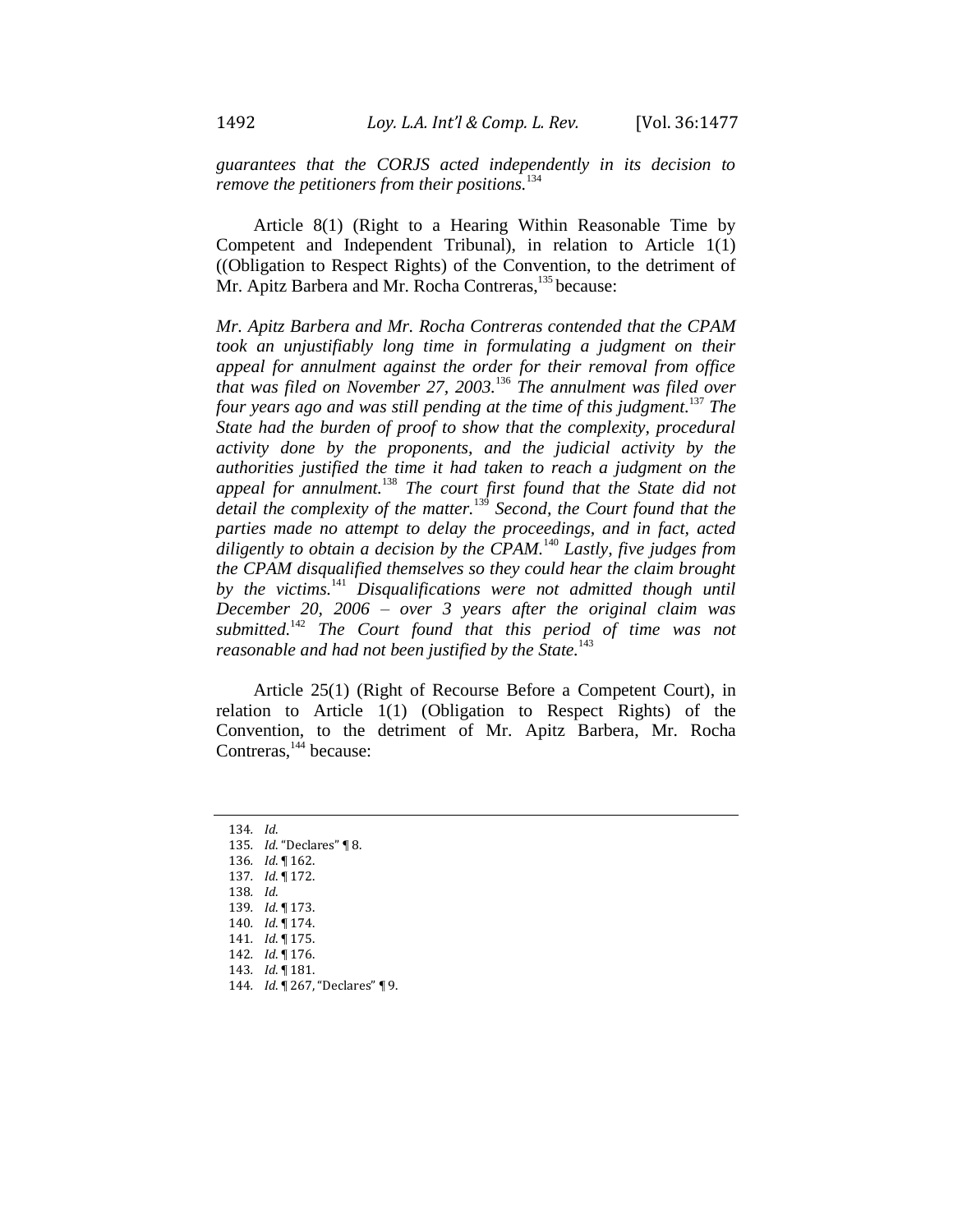*guarantees that the CORJS acted independently in its decision to remove the petitioners from their positions.*[134]

Article 8(1) (Right to a Hearing Within Reasonable Time by Competent and Independent Tribunal), in relation to Article 1(1) ((Obligation to Respect Rights) of the Convention, to the detriment of Mr. Apitz Barbera and Mr. Rocha Contreras,[135] because:

*Mr. Apitz Barbera and Mr. Rocha Contreras contended that the CPAM took an unjustifiably long time in formulating a judgment on their appeal for annulment against the order for their removal from office that was filed on November 27, 2003.*[136] *The annulment was filed over four years ago and was still pending at the time of this judgment.*[137] *The State had the burden of proof to show that the complexity, procedural activity done by the proponents, and the judicial activity by the authorities justified the time it had taken to reach a judgment on the appeal for annulment.*[138] *The court first found that the State did not detail the complexity of the matter.*[139] *Second, the Court found that the parties made no attempt to delay the proceedings, and in fact, acted diligently to obtain a decision by the CPAM.*[140] *Lastly, five judges from the CPAM disqualified themselves so they could hear the claim brought by the victims.*[141] *Disqualifications were not admitted though until December 20, 2006 – over 3 years after the original claim was submitted.*[142] *The Court found that this period of time was not reasonable and had not been justified by the State.*[143]

Article 25(1) (Right of Recourse Before a Competent Court), in relation to Article 1(1) (Obligation to Respect Rights) of the Convention, to the detriment of Mr. Apitz Barbera, Mr. Rocha Contreras,[144] because:

---

134. *Id.*
135. *Id.* "Declares" ¶ 8.
136. *Id.* ¶ 162.
137. *Id.* ¶ 172.
138. *Id.*
139. *Id.* ¶ 173.
140. *Id.* ¶ 174.
141. *Id.* ¶ 175.
142. *Id.* ¶ 176.
143. *Id.* ¶ 181.
144. *Id.* ¶ 267, "Declares" ¶ 9.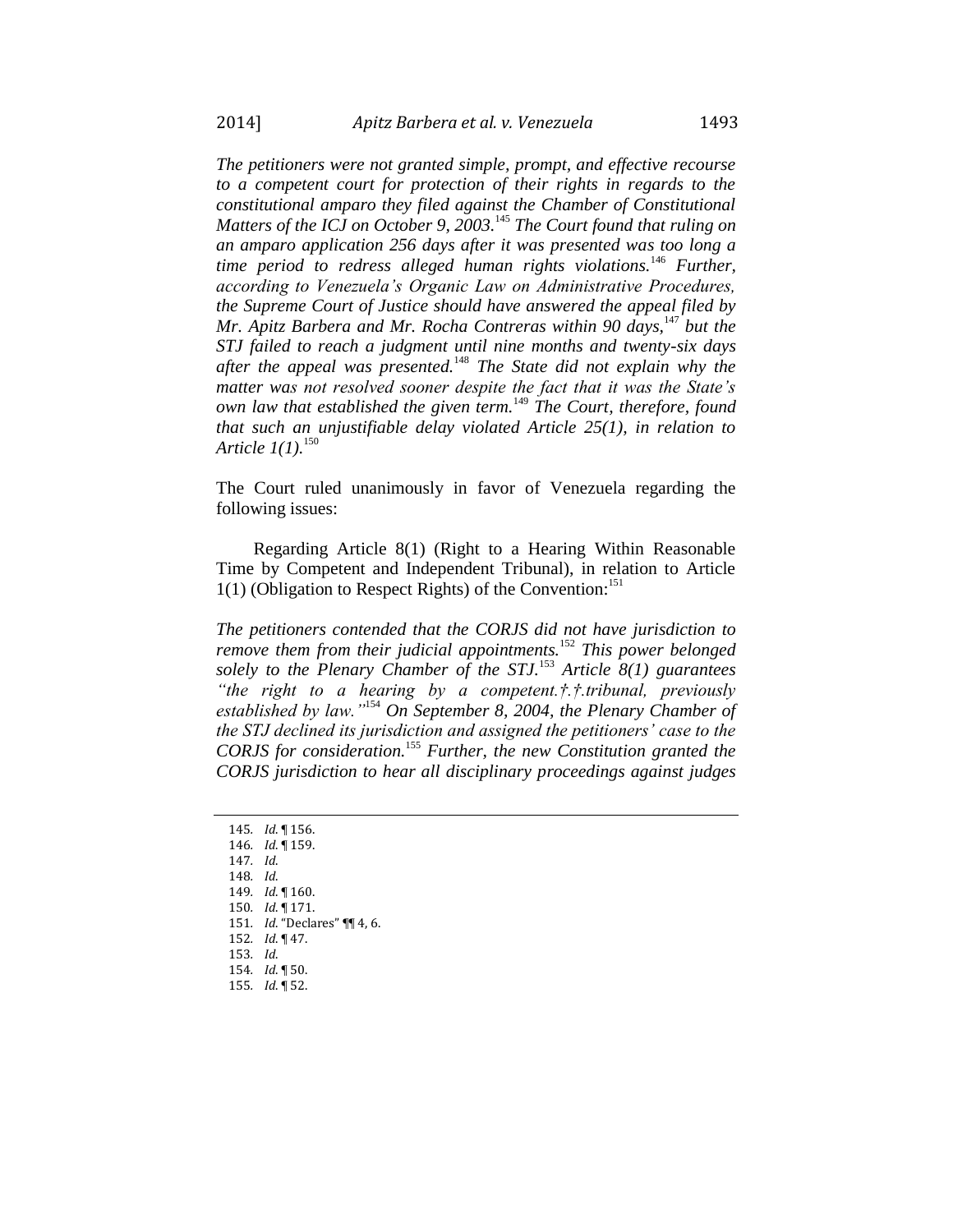*The petitioners were not granted simple, prompt, and effective recourse to a competent court for protection of their rights in regards to the constitutional amparo they filed against the Chamber of Constitutional Matters of the ICJ on October 9, 2003.*[145] *The Court found that ruling on an amparo application 256 days after it was presented was too long a time period to redress alleged human rights violations.*[146] *Further, according to Venezuela's Organic Law on Administrative Procedures, the Supreme Court of Justice should have answered the appeal filed by Mr. Apitz Barbera and Mr. Rocha Contreras within 90 days,*[147] *but the STJ failed to reach a judgment until nine months and twenty-six days after the appeal was presented.*[148] *The State did not explain why the matter was not resolved sooner despite the fact that it was the State's own law that established the given term.*[149] *The Court, therefore, found that such an unjustifiable delay violated Article 25(1), in relation to Article 1(1).*[150]

The Court ruled unanimously in favor of Venezuela regarding the following issues:

Regarding Article 8(1) (Right to a Hearing Within Reasonable Time by Competent and Independent Tribunal), in relation to Article 1(1) (Obligation to Respect Rights) of the Convention:[151]

*The petitioners contended that the CORJS did not have jurisdiction to remove them from their judicial appointments.*[152] *This power belonged solely to the Plenary Chamber of the STJ.*[153] *Article 8(1) guarantees "the right to a hearing by a competent.†.†.tribunal, previously established by law."*[154] *On September 8, 2004, the Plenary Chamber of the STJ declined its jurisdiction and assigned the petitioners' case to the CORJS for consideration.*[155] *Further, the new Constitution granted the CORJS jurisdiction to hear all disciplinary proceedings against judges*

145. *Id.* ¶ 156.
146. *Id.* ¶ 159.
147. *Id.*
148. *Id.*
149. *Id.* ¶ 160.
150. *Id.* ¶ 171.
151. *Id.* "Declares" ¶¶ 4, 6.
152. *Id.* ¶ 47.
153. *Id.*
154. *Id.* ¶ 50.
155. *Id.* ¶ 52.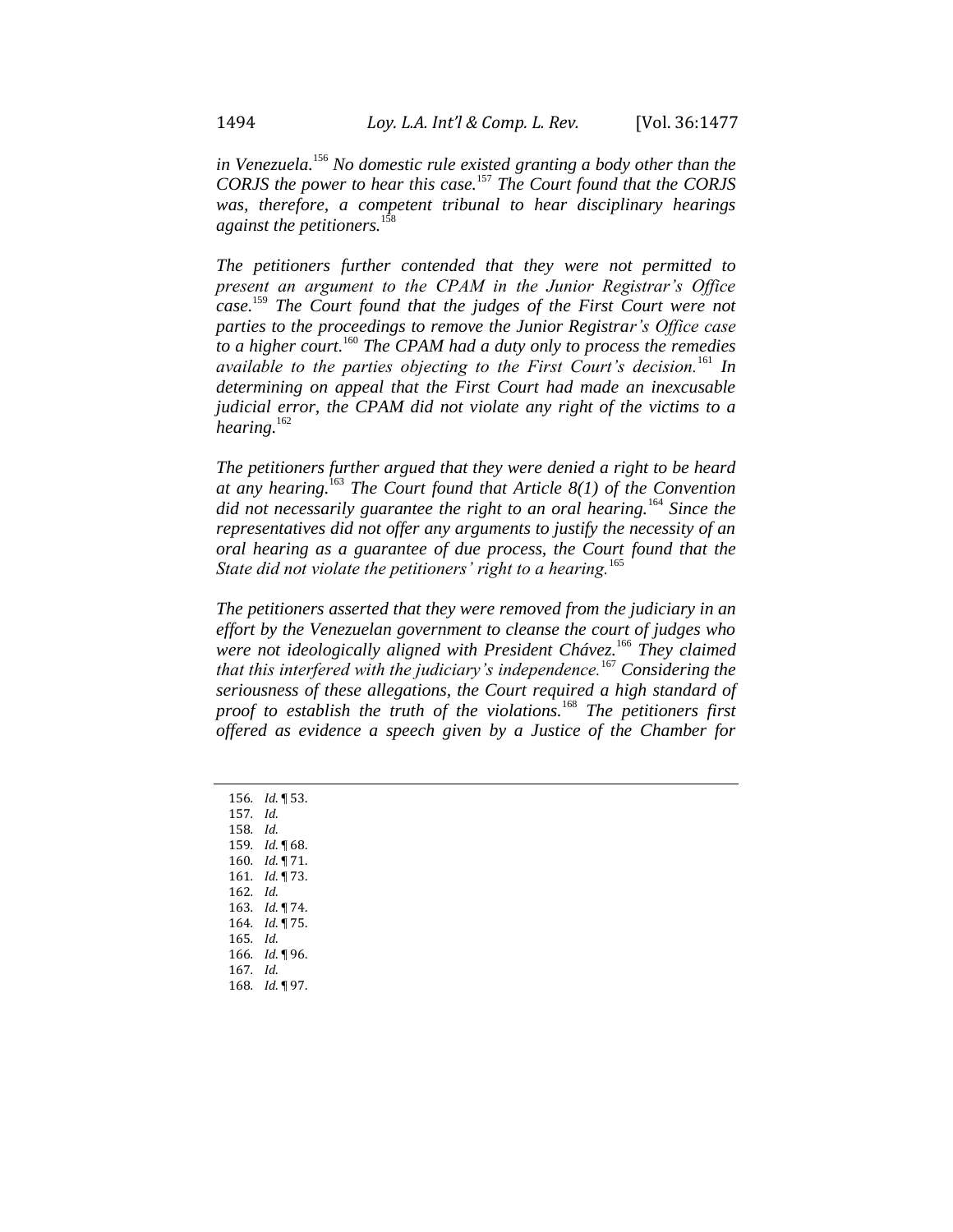*in Venezuela.*[156] *No domestic rule existed granting a body other than the CORJS the power to hear this case.*[157] *The Court found that the CORJS was, therefore, a competent tribunal to hear disciplinary hearings against the petitioners.*[158]

*The petitioners further contended that they were not permitted to present an argument to the CPAM in the Junior Registrar's Office case.*[159] *The Court found that the judges of the First Court were not parties to the proceedings to remove the Junior Registrar's Office case to a higher court.*[160] *The CPAM had a duty only to process the remedies available to the parties objecting to the First Court's decision.*[161] *In determining on appeal that the First Court had made an inexcusable judicial error, the CPAM did not violate any right of the victims to a hearing.*[162]

*The petitioners further argued that they were denied a right to be heard at any hearing.*[163] *The Court found that Article 8(1) of the Convention did not necessarily guarantee the right to an oral hearing.*[164] *Since the representatives did not offer any arguments to justify the necessity of an oral hearing as a guarantee of due process, the Court found that the State did not violate the petitioners' right to a hearing.*[165]

*The petitioners asserted that they were removed from the judiciary in an effort by the Venezuelan government to cleanse the court of judges who were not ideologically aligned with President Chávez.*[166] *They claimed that this interfered with the judiciary's independence.*[167] *Considering the seriousness of these allegations, the Court required a high standard of proof to establish the truth of the violations.*[168] *The petitioners first offered as evidence a speech given by a Justice of the Chamber for*

---

156. *Id.* ¶ 53.
157. *Id.*
158. *Id.*
159. *Id.* ¶ 68.
160. *Id.* ¶ 71.
161. *Id.* ¶ 73.
162. *Id.*
163. *Id.* ¶ 74.
164. *Id.* ¶ 75.
165. *Id.*
166. *Id.* ¶ 96.
167. *Id.*
168. *Id.* ¶ 97.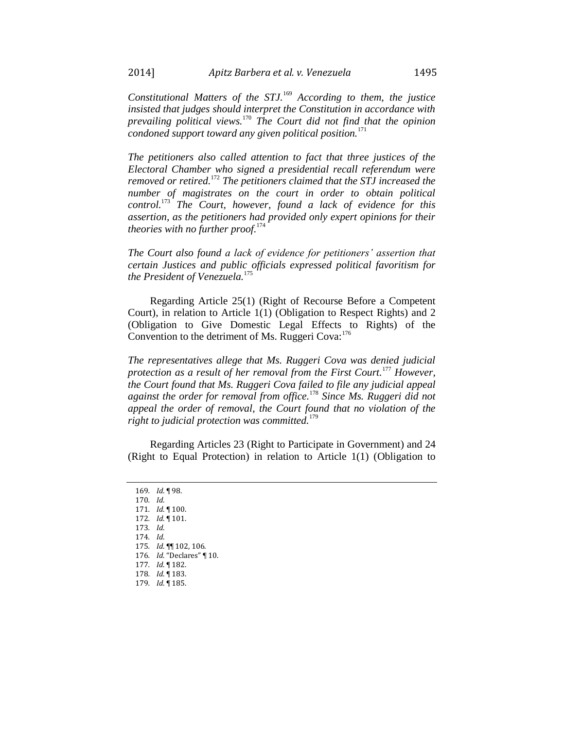*Constitutional Matters of the STJ.*[169] *According to them, the justice insisted that judges should interpret the Constitution in accordance with prevailing political views.*[170] *The Court did not find that the opinion condoned support toward any given political position.*[171]

*The petitioners also called attention to fact that three justices of the Electoral Chamber who signed a presidential recall referendum were removed or retired.*[172] *The petitioners claimed that the STJ increased the number of magistrates on the court in order to obtain political control.*[173] *The Court, however, found a lack of evidence for this assertion, as the petitioners had provided only expert opinions for their theories with no further proof.*[174]

*The Court also found a lack of evidence for petitioners' assertion that certain Justices and public officials expressed political favoritism for the President of Venezuela.*[175]

Regarding Article 25(1) (Right of Recourse Before a Competent Court), in relation to Article 1(1) (Obligation to Respect Rights) and 2 (Obligation to Give Domestic Legal Effects to Rights) of the Convention to the detriment of Ms. Ruggeri Cova:[176]

*The representatives allege that Ms. Ruggeri Cova was denied judicial protection as a result of her removal from the First Court.*[177] *However, the Court found that Ms. Ruggeri Cova failed to file any judicial appeal against the order for removal from office.*[178] *Since Ms. Ruggeri did not appeal the order of removal, the Court found that no violation of the right to judicial protection was committed.*[179]

Regarding Articles 23 (Right to Participate in Government) and 24 (Right to Equal Protection) in relation to Article 1(1) (Obligation to

---

169. *Id.* ¶ 98.
170. *Id.*
171. *Id.* ¶ 100.
172. *Id.* ¶ 101.
173. *Id.*
174. *Id.*
175. *Id.* ¶¶ 102, 106.
176. *Id.* "Declares" ¶ 10.
177. *Id.* ¶ 182.
178. *Id.* ¶ 183.
179. *Id.* ¶ 185.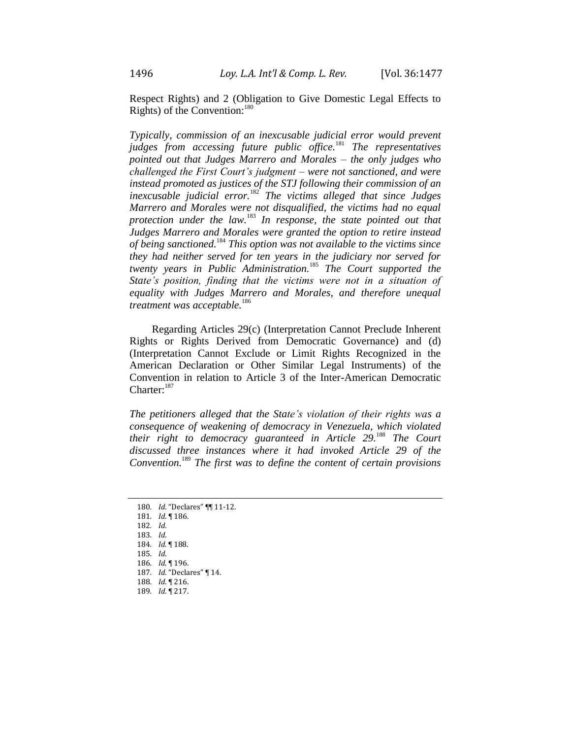Respect Rights) and 2 (Obligation to Give Domestic Legal Effects to Rights) of the Convention:[180]

*Typically, commission of an inexcusable judicial error would prevent judges from accessing future public office.*[181] *The representatives pointed out that Judges Marrero and Morales – the only judges who challenged the First Court's judgment – were not sanctioned, and were instead promoted as justices of the STJ following their commission of an inexcusable judicial error.*[182] *The victims alleged that since Judges Marrero and Morales were not disqualified, the victims had no equal protection under the law.*[183] *In response, the state pointed out that Judges Marrero and Morales were granted the option to retire instead of being sanctioned.*[184] *This option was not available to the victims since they had neither served for ten years in the judiciary nor served for twenty years in Public Administration.*[185] *The Court supported the State's position, finding that the victims were not in a situation of equality with Judges Marrero and Morales, and therefore unequal treatment was acceptable.*[186]

Regarding Articles 29(c) (Interpretation Cannot Preclude Inherent Rights or Rights Derived from Democratic Governance) and (d) (Interpretation Cannot Exclude or Limit Rights Recognized in the American Declaration or Other Similar Legal Instruments) of the Convention in relation to Article 3 of the Inter-American Democratic Charter:[187]

*The petitioners alleged that the State's violation of their rights was a consequence of weakening of democracy in Venezuela, which violated their right to democracy guaranteed in Article 29.*[188] *The Court discussed three instances where it had invoked Article 29 of the Convention.*[189] *The first was to define the content of certain provisions*

---

180. *Id.* "Declares" ¶¶ 11-12.
181. *Id.* ¶ 186.
182. *Id.*
183. *Id.*
184. *Id.* ¶ 188.
185. *Id.*
186. *Id.* ¶ 196.
187. *Id.* "Declares" ¶ 14.
188. *Id.* ¶ 216.
189. *Id.* ¶ 217.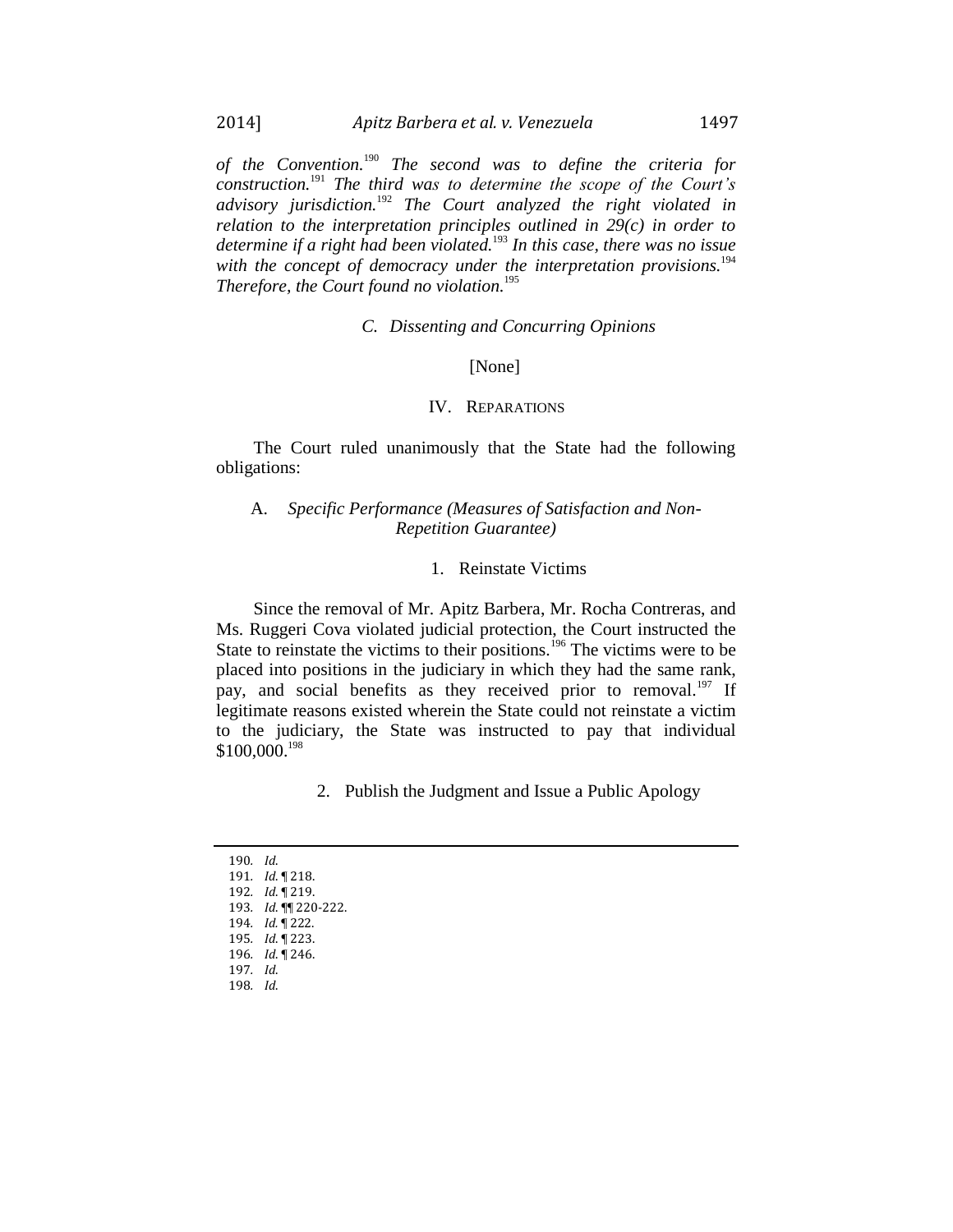*of the Convention.*[190] *The second was to define the criteria for construction.*[191] *The third was to determine the scope of the Court's advisory jurisdiction.*[192] *The Court analyzed the right violated in relation to the interpretation principles outlined in 29(c) in order to determine if a right had been violated.*[193] *In this case, there was no issue with the concept of democracy under the interpretation provisions.*[194] *Therefore, the Court found no violation.*[195]

### *C. Dissenting and Concurring Opinions*

[None]

## IV. REPARATIONS

The Court ruled unanimously that the State had the following obligations:

### A. *Specific Performance (Measures of Satisfaction and Non-Repetition Guarantee)*

#### 1. Reinstate Victims

Since the removal of Mr. Apitz Barbera, Mr. Rocha Contreras, and Ms. Ruggeri Cova violated judicial protection, the Court instructed the State to reinstate the victims to their positions.[196] The victims were to be placed into positions in the judiciary in which they had the same rank, pay, and social benefits as they received prior to removal.[197] If legitimate reasons existed wherein the State could not reinstate a victim to the judiciary, the State was instructed to pay that individual $100,000.[198]

#### 2. Publish the Judgment and Issue a Public Apology

---

190. *Id.*
191. *Id.* ¶ 218.
192. *Id.* ¶ 219.
193. *Id.* ¶¶ 220-222.
194. *Id.* ¶ 222.
195. *Id.* ¶ 223.
196. *Id.* ¶ 246.
197. *Id.*
198. *Id.*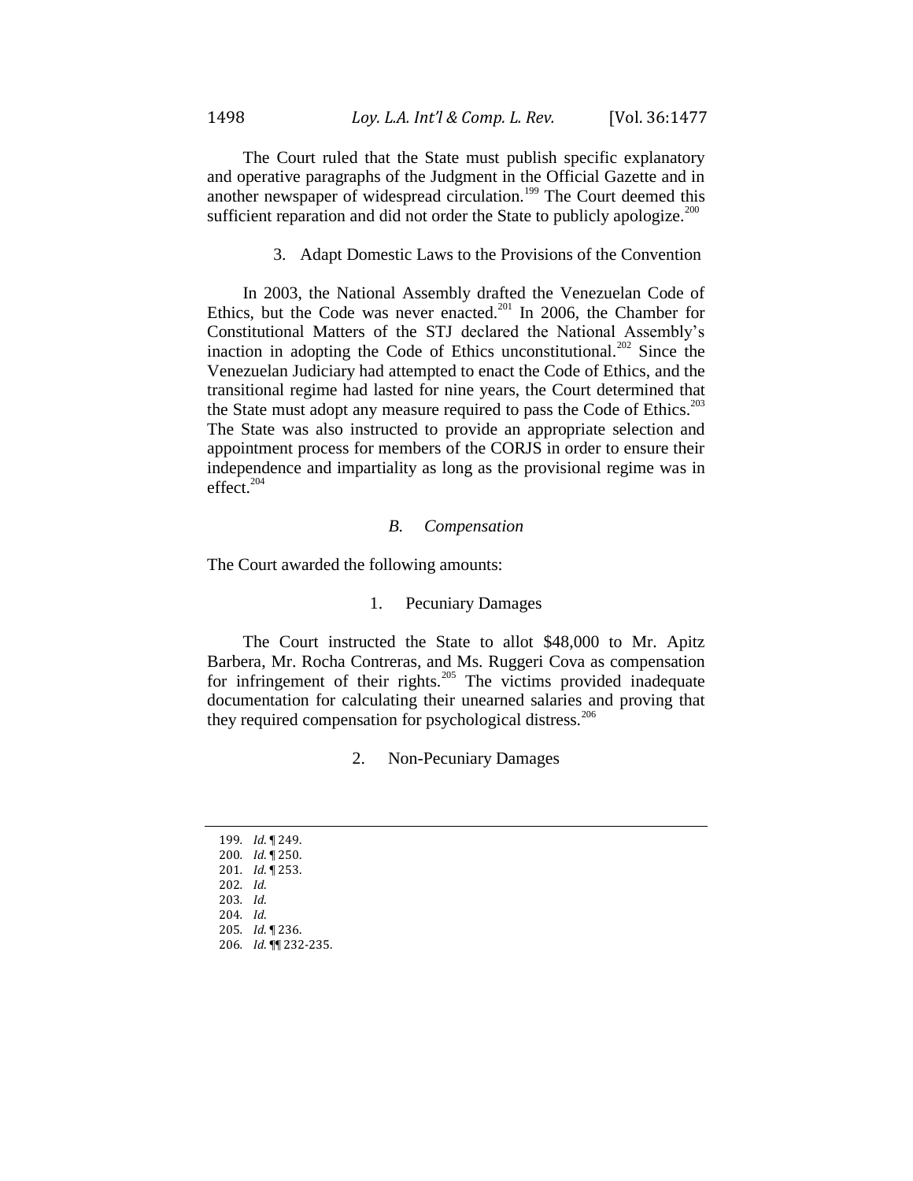The Court ruled that the State must publish specific explanatory and operative paragraphs of the Judgment in the Official Gazette and in another newspaper of widespread circulation.[199] The Court deemed this sufficient reparation and did not order the State to publicly apologize.[200]

### 3. Adapt Domestic Laws to the Provisions of the Convention

In 2003, the National Assembly drafted the Venezuelan Code of Ethics, but the Code was never enacted.[201] In 2006, the Chamber for Constitutional Matters of the STJ declared the National Assembly's inaction in adopting the Code of Ethics unconstitutional.[202] Since the Venezuelan Judiciary had attempted to enact the Code of Ethics, and the transitional regime had lasted for nine years, the Court determined that the State must adopt any measure required to pass the Code of Ethics.[203] The State was also instructed to provide an appropriate selection and appointment process for members of the CORJS in order to ensure their independence and impartiality as long as the provisional regime was in effect.[204]

## *B. Compensation*

The Court awarded the following amounts:

### 1. Pecuniary Damages

The Court instructed the State to allot $48,000 to Mr. Apitz Barbera, Mr. Rocha Contreras, and Ms. Ruggeri Cova as compensation for infringement of their rights.[205] The victims provided inadequate documentation for calculating their unearned salaries and proving that they required compensation for psychological distress.[206]

### 2. Non-Pecuniary Damages

---

199. *Id.* ¶ 249.
200. *Id.* ¶ 250.
201. *Id.* ¶ 253.
202. *Id.*
203. *Id.*
204. *Id.*
205. *Id.* ¶ 236.
206. *Id.* ¶¶ 232-235.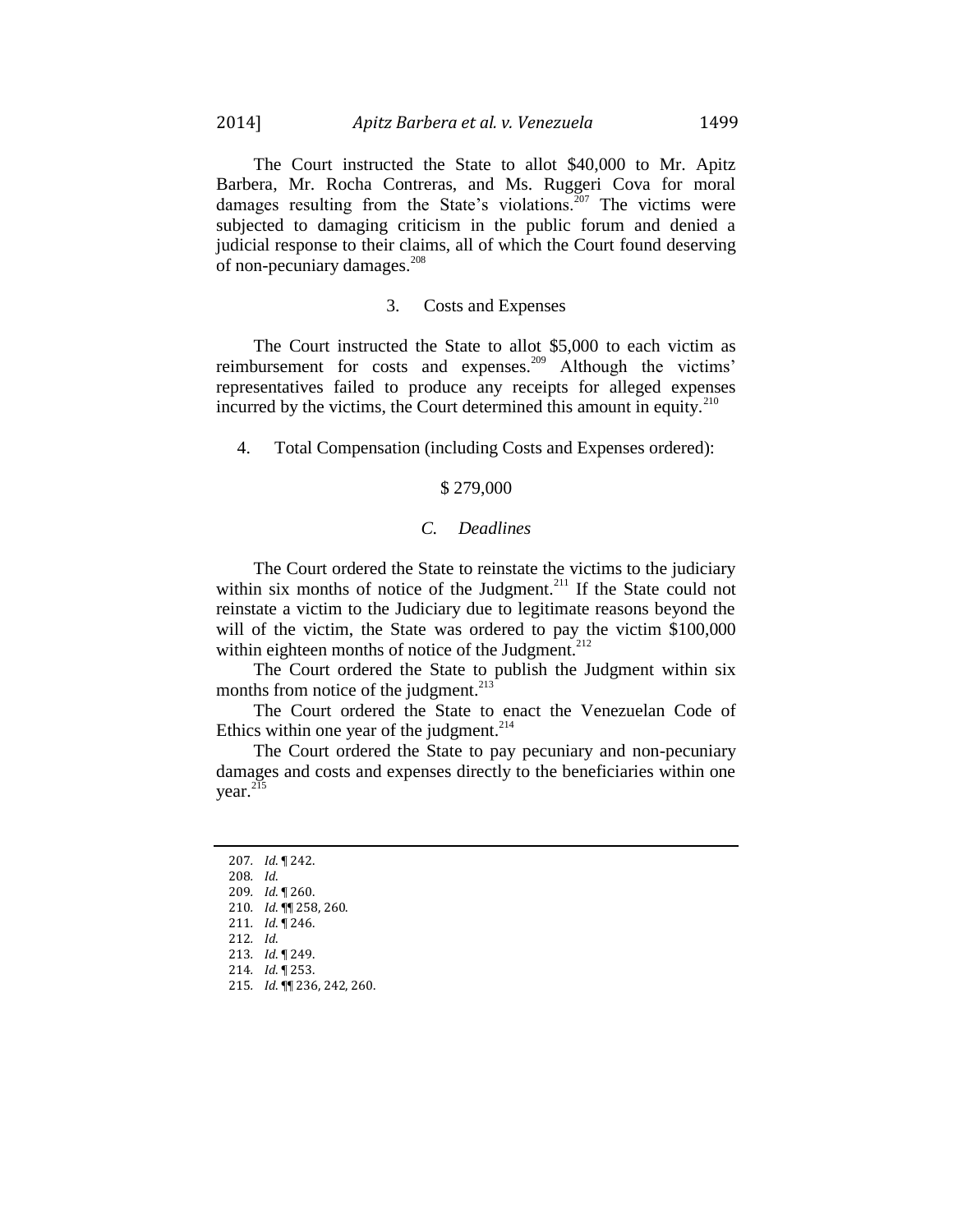The Court instructed the State to allot $40,000 to Mr. Apitz Barbera, Mr. Rocha Contreras, and Ms. Ruggeri Cova for moral damages resulting from the State's violations.[207] The victims were subjected to damaging criticism in the public forum and denied a judicial response to their claims, all of which the Court found deserving of non-pecuniary damages.[208]

### 3. Costs and Expenses

The Court instructed the State to allot $5,000 to each victim as reimbursement for costs and expenses.[209] Although the victims' representatives failed to produce any receipts for alleged expenses incurred by the victims, the Court determined this amount in equity.[210]

### 4. Total Compensation (including Costs and Expenses ordered):

$ 279,000

## *C. Deadlines*

The Court ordered the State to reinstate the victims to the judiciary within six months of notice of the Judgment.[211] If the State could not reinstate a victim to the Judiciary due to legitimate reasons beyond the will of the victim, the State was ordered to pay the victim $100,000 within eighteen months of notice of the Judgment.[212]

The Court ordered the State to publish the Judgment within six months from notice of the judgment.[213]

The Court ordered the State to enact the Venezuelan Code of Ethics within one year of the judgment.[214]

The Court ordered the State to pay pecuniary and non-pecuniary damages and costs and expenses directly to the beneficiaries within one year.[215]

---

207. *Id.* ¶ 242.
208. *Id.*
209. *Id.* ¶ 260.
210. *Id.* ¶¶ 258, 260.
211. *Id.* ¶ 246.
212. *Id.*
213. *Id.* ¶ 249.
214. *Id.* ¶ 253.
215. *Id.* ¶¶ 236, 242, 260.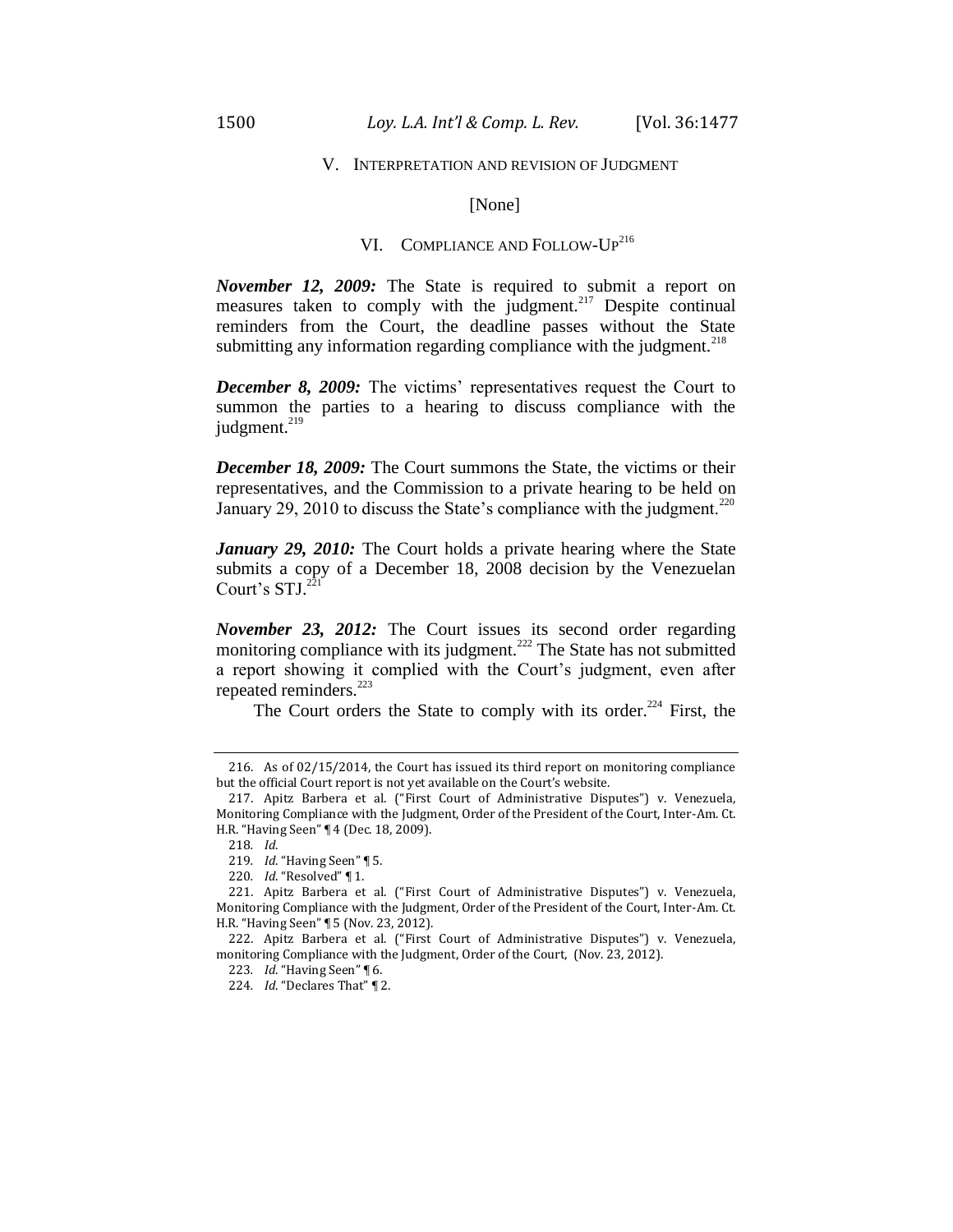## V. Interpretation and revision of Judgment

[None]

## VI. Compliance and Follow-Up[216]

***November 12, 2009:*** The State is required to submit a report on measures taken to comply with the judgment.[217] Despite continual reminders from the Court, the deadline passes without the State submitting any information regarding compliance with the judgment.[218]

***December 8, 2009:*** The victims' representatives request the Court to summon the parties to a hearing to discuss compliance with the judgment.[219]

***December 18, 2009:*** The Court summons the State, the victims or their representatives, and the Commission to a private hearing to be held on January 29, 2010 to discuss the State's compliance with the judgment.[220]

***January 29, 2010:*** The Court holds a private hearing where the State submits a copy of a December 18, 2008 decision by the Venezuelan Court's STJ.[221]

***November 23, 2012:*** The Court issues its second order regarding monitoring compliance with its judgment.[222] The State has not submitted a report showing it complied with the Court's judgment, even after repeated reminders.[223]

The Court orders the State to comply with its order.[224] First, the

---

216. As of 02/15/2014, the Court has issued its third report on monitoring compliance but the official Court report is not yet available on the Court's website.

217. Apitz Barbera et al. ("First Court of Administrative Disputes") v. Venezuela, Monitoring Compliance with the Judgment, Order of the President of the Court, Inter-Am. Ct. H.R. "Having Seen" ¶ 4 (Dec. 18, 2009).

218. *Id*.

219. *Id*. "Having Seen" ¶ 5.

220. *Id*. "Resolved" ¶ 1.

221. Apitz Barbera et al. ("First Court of Administrative Disputes") v. Venezuela, Monitoring Compliance with the Judgment, Order of the President of the Court, Inter-Am. Ct. H.R. "Having Seen" ¶ 5 (Nov. 23, 2012).

222. Apitz Barbera et al. ("First Court of Administrative Disputes") v. Venezuela, monitoring Compliance with the Judgment, Order of the Court, (Nov. 23, 2012).

223. *Id*. "Having Seen" ¶ 6.

224. *Id*. "Declares That" ¶ 2.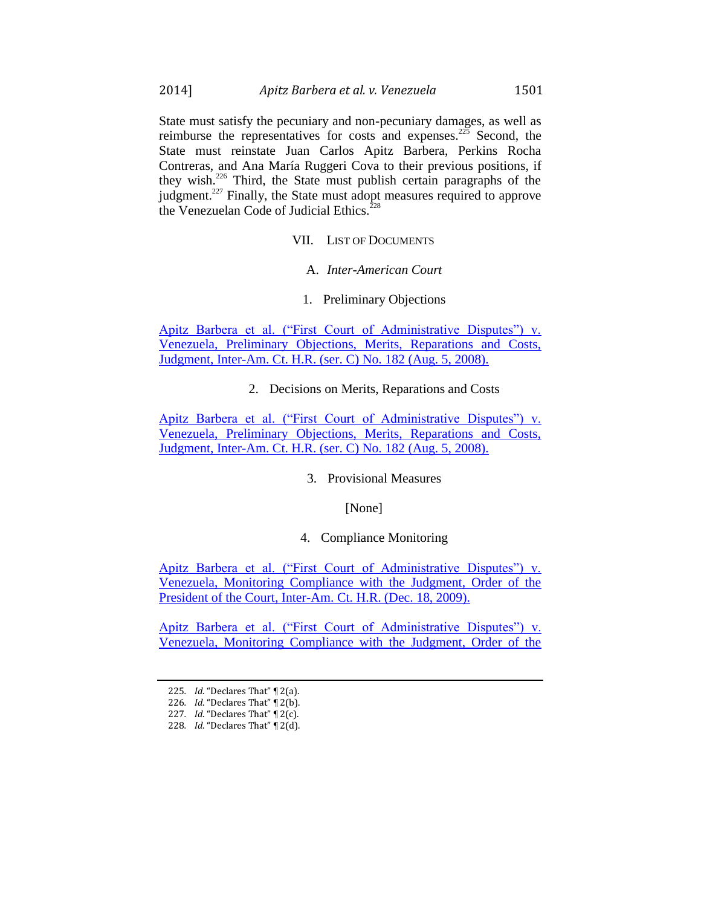State must satisfy the pecuniary and non-pecuniary damages, as well as reimburse the representatives for costs and expenses.[225] Second, the State must reinstate Juan Carlos Apitz Barbera, Perkins Rocha Contreras, and Ana María Ruggeri Cova to their previous positions, if they wish.[226] Third, the State must publish certain paragraphs of the judgment.[227] Finally, the State must adopt measures required to approve the Venezuelan Code of Judicial Ethics.[228]

## VII. List of Documents

### A. *Inter-American Court*

#### 1. Preliminary Objections

Apitz Barbera et al. ("First Court of Administrative Disputes") v. Venezuela, Preliminary Objections, Merits, Reparations and Costs, Judgment, Inter-Am. Ct. H.R. (ser. C) No. 182 (Aug. 5, 2008).

#### 2. Decisions on Merits, Reparations and Costs

Apitz Barbera et al. ("First Court of Administrative Disputes") v. Venezuela, Preliminary Objections, Merits, Reparations and Costs, Judgment, Inter-Am. Ct. H.R. (ser. C) No. 182 (Aug. 5, 2008).

#### 3. Provisional Measures

[None]

#### 4. Compliance Monitoring

Apitz Barbera et al. ("First Court of Administrative Disputes") v. Venezuela, Monitoring Compliance with the Judgment, Order of the President of the Court, Inter-Am. Ct. H.R. (Dec. 18, 2009).

Apitz Barbera et al. ("First Court of Administrative Disputes") v. Venezuela, Monitoring Compliance with the Judgment, Order of the

---

225. *Id.* "Declares That" ¶ 2(a).
226. *Id.* "Declares That" ¶ 2(b).
227. *Id.* "Declares That" ¶ 2(c).
228. *Id.* "Declares That" ¶ 2(d).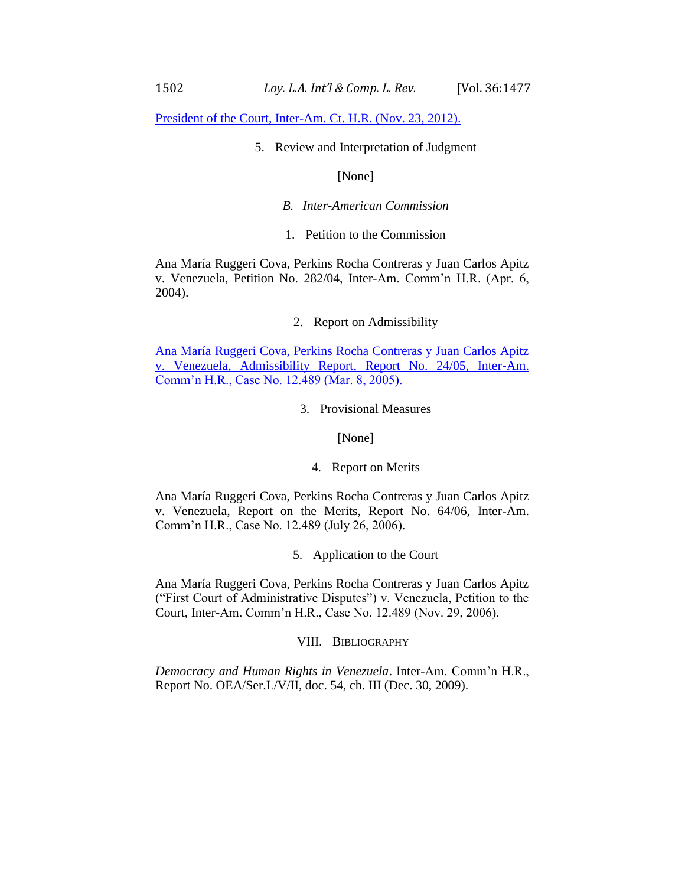President of the Court, Inter-Am. Ct. H.R. (Nov. 23, 2012).

#### 5. Review and Interpretation of Judgment

[None]

### B. *Inter-American Commission*

#### 1. Petition to the Commission

Ana María Ruggeri Cova, Perkins Rocha Contreras y Juan Carlos Apitz v. Venezuela, Petition No. 282/04, Inter-Am. Comm'n H.R. (Apr. 6, 2004).

#### 2. Report on Admissibility

Ana María Ruggeri Cova, Perkins Rocha Contreras y Juan Carlos Apitz v. Venezuela, Admissibility Report, Report No. 24/05, Inter-Am. Comm'n H.R., Case No. 12.489 (Mar. 8, 2005).

#### 3. Provisional Measures

[None]

#### 4. Report on Merits

Ana María Ruggeri Cova, Perkins Rocha Contreras y Juan Carlos Apitz v. Venezuela, Report on the Merits, Report No. 64/06, Inter-Am. Comm'n H.R., Case No. 12.489 (July 26, 2006).

#### 5. Application to the Court

Ana María Ruggeri Cova, Perkins Rocha Contreras y Juan Carlos Apitz ("First Court of Administrative Disputes") v. Venezuela, Petition to the Court, Inter-Am. Comm'n H.R., Case No. 12.489 (Nov. 29, 2006).

## VIII. Bibliography

*Democracy and Human Rights in Venezuela*. Inter-Am. Comm'n H.R., Report No. OEA/Ser.L/V/II, doc. 54, ch. III (Dec. 30, 2009).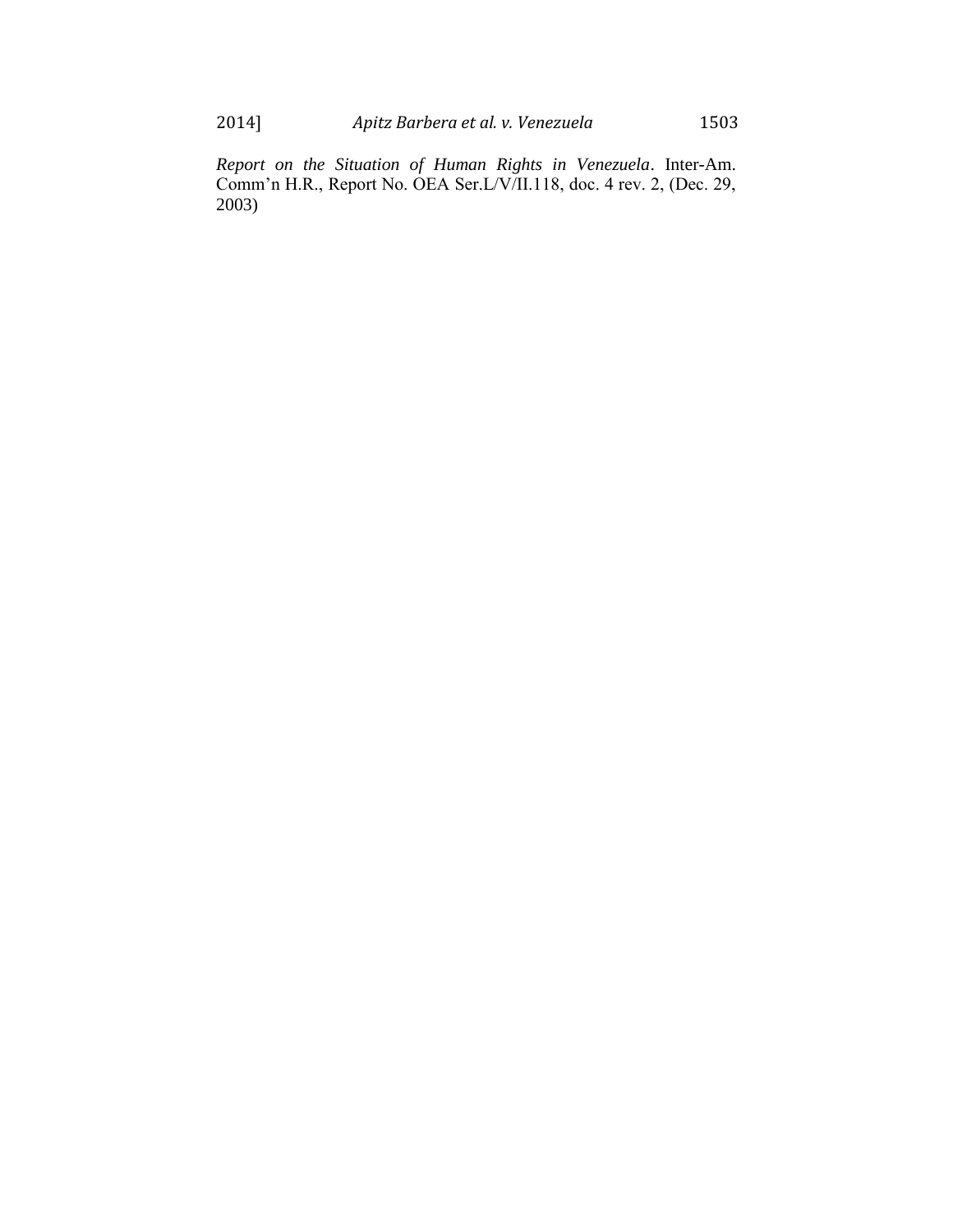*Report on the Situation of Human Rights in Venezuela*. Inter-Am. Comm'n H.R., Report No. OEA Ser.L/V/II.118, doc. 4 rev. 2, (Dec. 29, 2003)